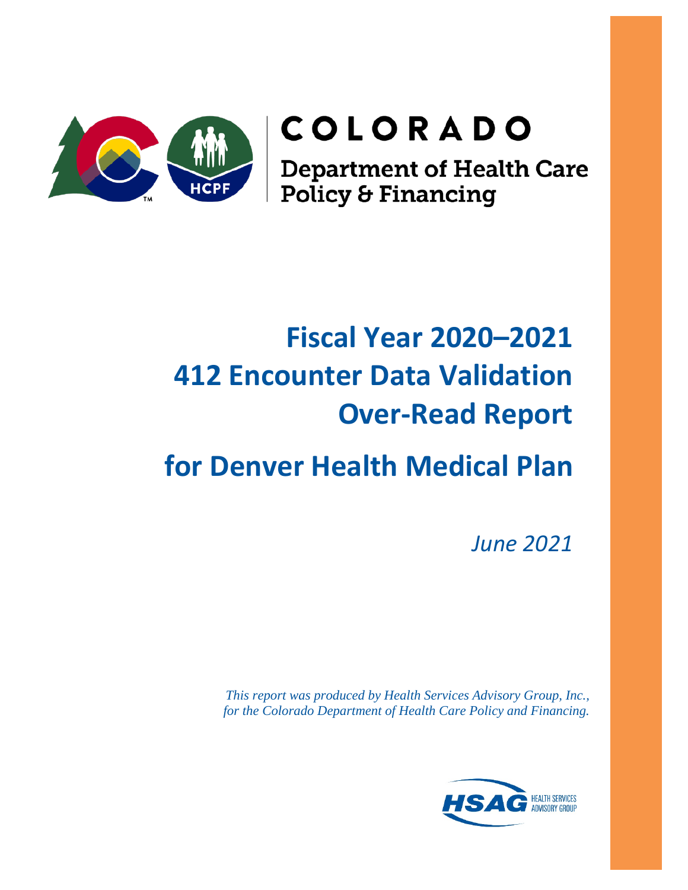COLORADO

Department of Health Care Policy & Financing

# Fiscal Year 2020–2021 412 Encounter Data Validation Over-Read Report

# for Denver Health Medical Plan

*June 2021*

*This report was produced by Health Services Advisory Group, Inc., for the Colorado Department of Health Care Policy and Financing.*

HSAG HEALTH SERVICES ADVISORY GROUP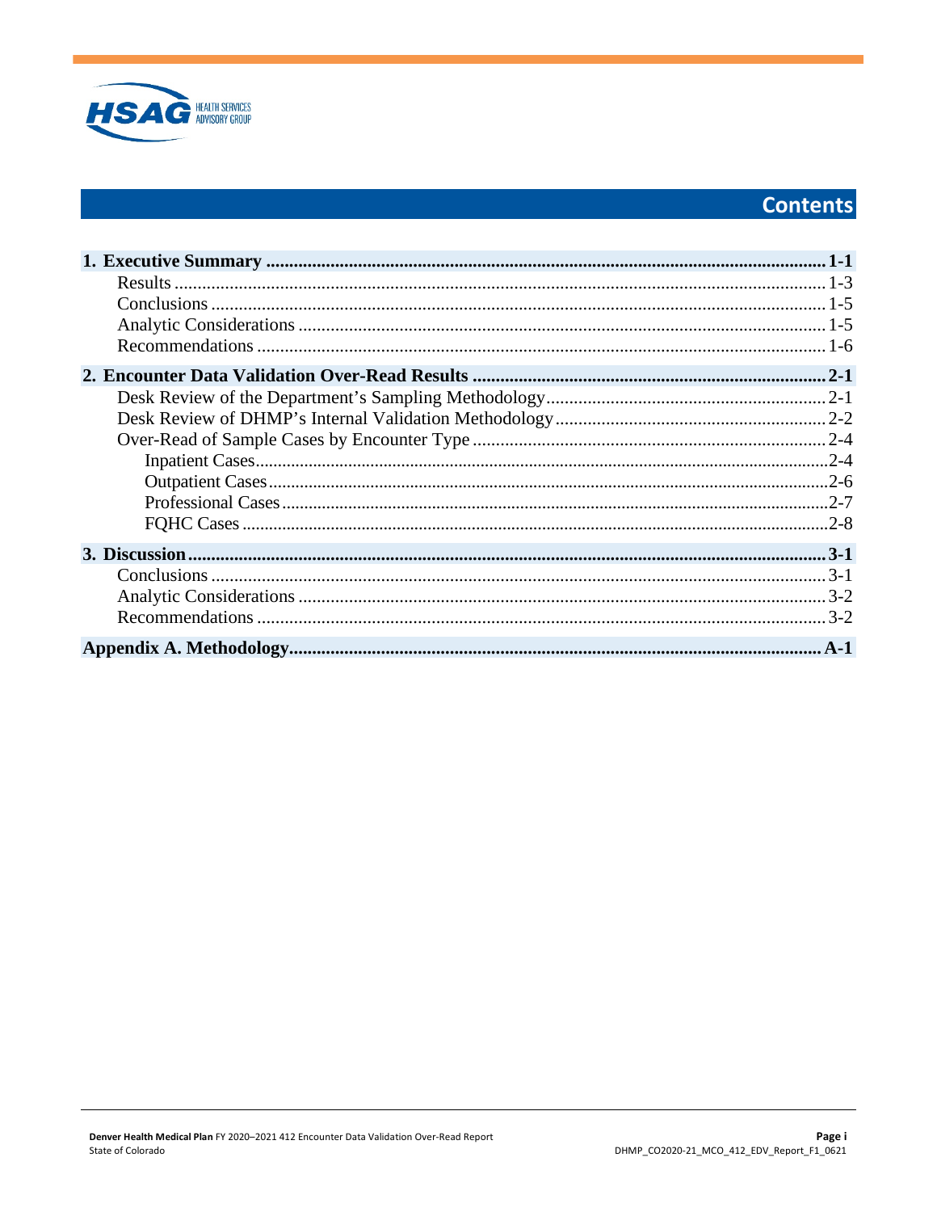# Contents

**1. Executive Summary ........................................................................................................................ 1-1**
- Results ............................................................................................................................................ 1-3
- Conclusions .................................................................................................................................... 1-5
- Analytic Considerations .................................................................................................................. 1-5
- Recommendations ........................................................................................................................... 1-6

**2. Encounter Data Validation Over-Read Results ........................................................................... 2-1**
- Desk Review of the Department's Sampling Methodology ............................................................ 2-1
- Desk Review of DHMP's Internal Validation Methodology ........................................................... 2-2
- Over-Read of Sample Cases by Encounter Type ............................................................................ 2-4
  - Inpatient Cases ............................................................................................................................ 2-4
  - Outpatient Cases .......................................................................................................................... 2-6
  - Professional Cases ....................................................................................................................... 2-7
  - FQHC Cases ................................................................................................................................. 2-8

**3. Discussion ....................................................................................................................................... 3-1**
- Conclusions .................................................................................................................................... 3-1
- Analytic Considerations .................................................................................................................. 3-2
- Recommendations ........................................................................................................................... 3-2

**Appendix A. Methodology ................................................................................................................. A-1**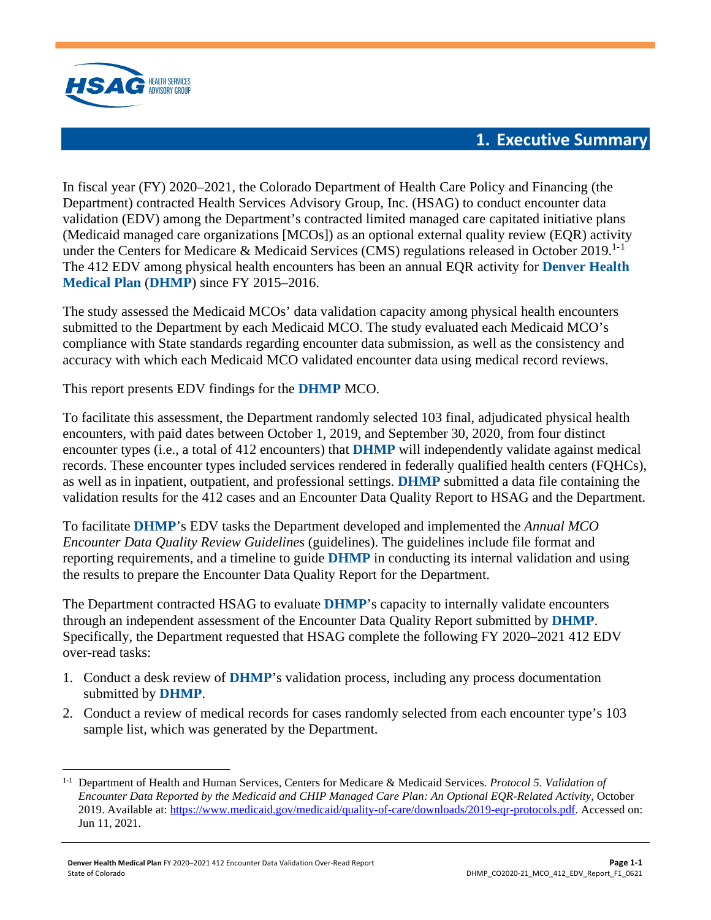# 1. Executive Summary

In fiscal year (FY) 2020–2021, the Colorado Department of Health Care Policy and Financing (the Department) contracted Health Services Advisory Group, Inc. (HSAG) to conduct encounter data validation (EDV) among the Department's contracted limited managed care capitated initiative plans (Medicaid managed care organizations [MCOs]) as an optional external quality review (EQR) activity under the Centers for Medicare & Medicaid Services (CMS) regulations released in October 2019.[1-1] The 412 EDV among physical health encounters has been an annual EQR activity for **Denver Health Medical Plan** (**DHMP**) since FY 2015–2016.

The study assessed the Medicaid MCOs' data validation capacity among physical health encounters submitted to the Department by each Medicaid MCO. The study evaluated each Medicaid MCO's compliance with State standards regarding encounter data submission, as well as the consistency and accuracy with which each Medicaid MCO validated encounter data using medical record reviews.

This report presents EDV findings for the **DHMP** MCO.

To facilitate this assessment, the Department randomly selected 103 final, adjudicated physical health encounters, with paid dates between October 1, 2019, and September 30, 2020, from four distinct encounter types (i.e., a total of 412 encounters) that **DHMP** will independently validate against medical records. These encounter types included services rendered in federally qualified health centers (FQHCs), as well as in inpatient, outpatient, and professional settings. **DHMP** submitted a data file containing the validation results for the 412 cases and an Encounter Data Quality Report to HSAG and the Department.

To facilitate **DHMP**'s EDV tasks the Department developed and implemented the *Annual MCO Encounter Data Quality Review Guidelines* (guidelines). The guidelines include file format and reporting requirements, and a timeline to guide **DHMP** in conducting its internal validation and using the results to prepare the Encounter Data Quality Report for the Department.

The Department contracted HSAG to evaluate **DHMP**'s capacity to internally validate encounters through an independent assessment of the Encounter Data Quality Report submitted by **DHMP**. Specifically, the Department requested that HSAG complete the following FY 2020–2021 412 EDV over-read tasks:

1. Conduct a desk review of **DHMP**'s validation process, including any process documentation submitted by **DHMP**.
2. Conduct a review of medical records for cases randomly selected from each encounter type's 103 sample list, which was generated by the Department.

---

[1-1] Department of Health and Human Services, Centers for Medicare & Medicaid Services. *Protocol 5. Validation of Encounter Data Reported by the Medicaid and CHIP Managed Care Plan: An Optional EQR-Related Activity*, October 2019. Available at: https://www.medicaid.gov/medicaid/quality-of-care/downloads/2019-eqr-protocols.pdf. Accessed on: Jun 11, 2021.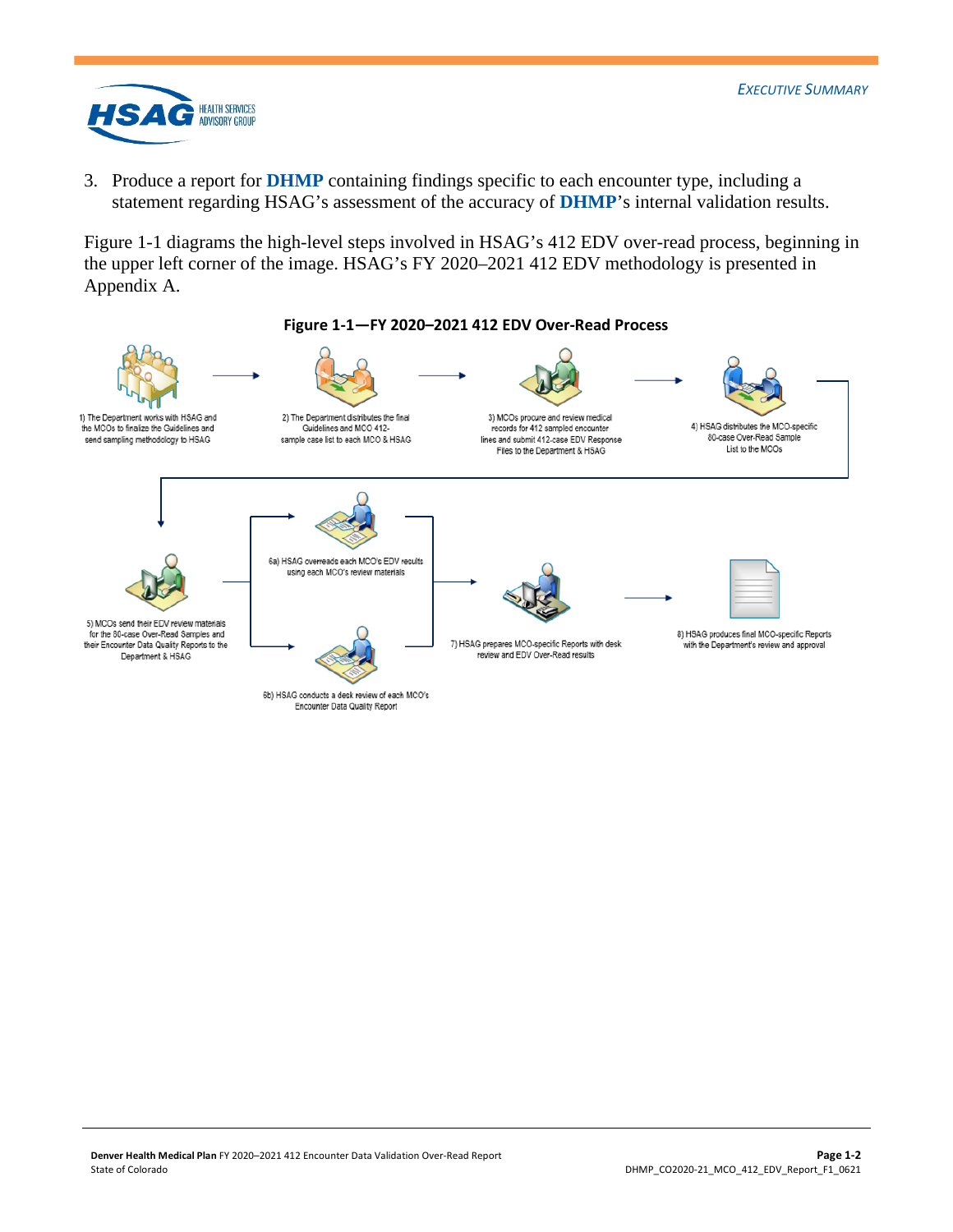3. Produce a report for **DHMP** containing findings specific to each encounter type, including a statement regarding HSAG's assessment of the accuracy of **DHMP**'s internal validation results.

Figure 1-1 diagrams the high-level steps involved in HSAG's 412 EDV over-read process, beginning in the upper left corner of the image. HSAG's FY 2020–2021 412 EDV methodology is presented in Appendix A.

**Figure 1-1—FY 2020–2021 412 EDV Over-Read Process**

1) The Department works with HSAG and the MCOs to finalize the Guidelines and send sampling methodology to HSAG

2) The Department distributes the final Guidelines and MCO 412-sample case list to each MCO & HSAG

3) MCOs procure and review medical records for 412 sampled encounter lines and submit 412-case EDV Response Files to the Department & HSAG

4) HSAG distributes the MCO-specific 80-case Over-Read Sample List to the MCOs

5) MCOs send their EDV review materials for the 80-case Over-Read Samples and their Encounter Data Quality Reports to the Department & HSAG

6a) HSAG overreads each MCO's EDV results using each MCO's review materials

6b) HSAG conducts a desk review of each MCO's Encounter Data Quality Report

7) HSAG prepares MCO-specific Reports with desk review and EDV Over-Read results

8) HSAG produces final MCO-specific Reports with the Department's review and approval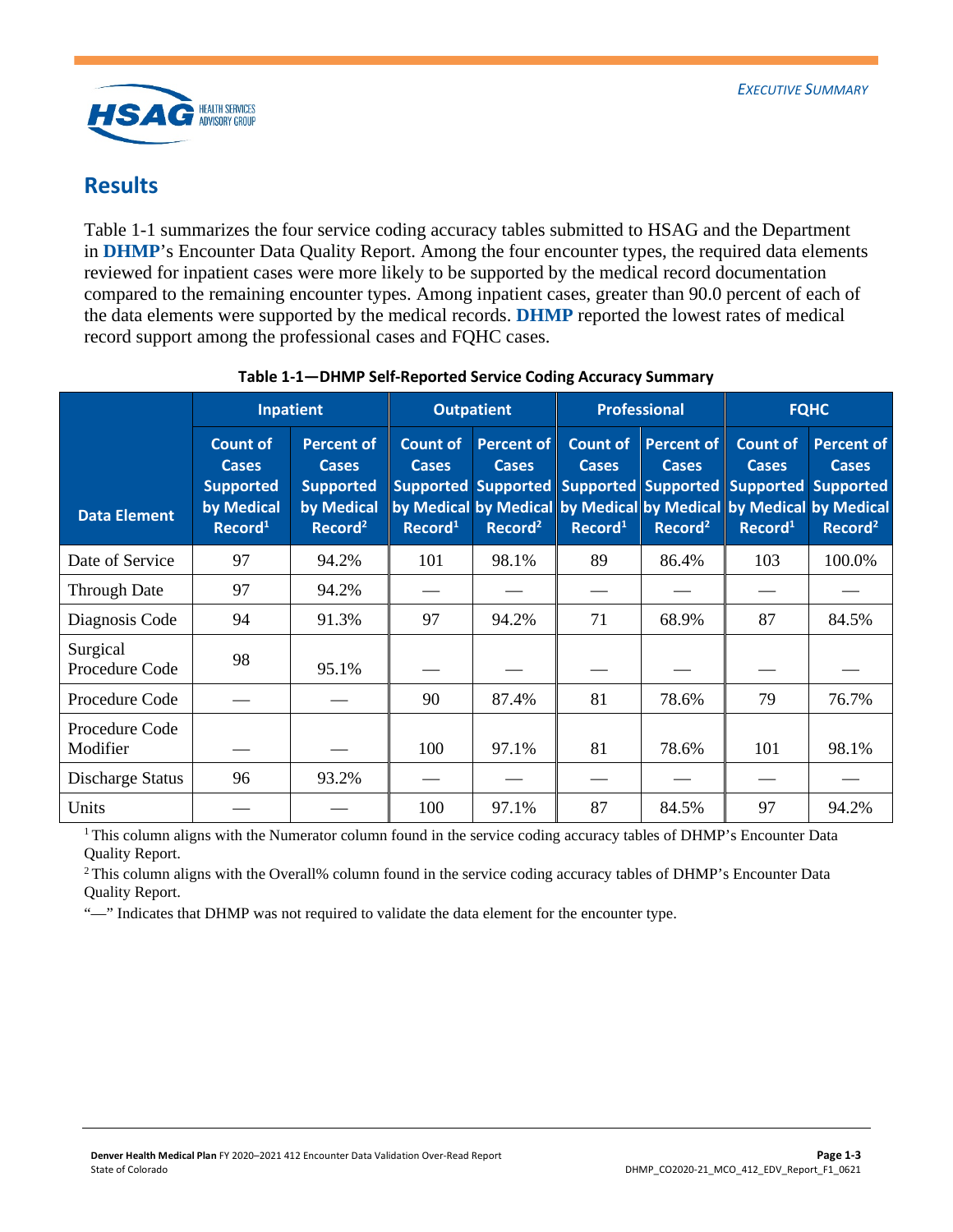## Results

Table 1-1 summarizes the four service coding accuracy tables submitted to HSAG and the Department in **DHMP**'s Encounter Data Quality Report. Among the four encounter types, the required data elements reviewed for inpatient cases were more likely to be supported by the medical record documentation compared to the remaining encounter types. Among inpatient cases, greater than 90.0 percent of each of the data elements were supported by the medical records. **DHMP** reported the lowest rates of medical record support among the professional cases and FQHC cases.

**Table 1-1—DHMP Self-Reported Service Coding Accuracy Summary**

| Data Element | Inpatient | | Outpatient | | Professional | | FQHC | |
|---|---|---|---|---|---|---|---|---|
| | Count of Cases Supported by Medical Record[1] | Percent of Cases Supported by Medical Record[2] | Count of Cases Supported by Medical Record[1] | Percent of Cases Supported by Medical Record[2] | Count of Cases Supported by Medical Record[1] | Percent of Cases Supported by Medical Record[2] | Count of Cases Supported by Medical Record[1] | Percent of Cases Supported by Medical Record[2] |
| Date of Service | 97 | 94.2% | 101 | 98.1% | 89 | 86.4% | 103 | 100.0% |
| Through Date | 97 | 94.2% | — | — | — | — | — | — |
| Diagnosis Code | 94 | 91.3% | 97 | 94.2% | 71 | 68.9% | 87 | 84.5% |
| Surgical Procedure Code | 98 | 95.1% | — | — | — | — | — | — |
| Procedure Code | — | — | 90 | 87.4% | 81 | 78.6% | 79 | 76.7% |
| Procedure Code Modifier | — | — | 100 | 97.1% | 81 | 78.6% | 101 | 98.1% |
| Discharge Status | 96 | 93.2% | — | — | — | — | — | — |
| Units | — | — | 100 | 97.1% | 87 | 84.5% | 97 | 94.2% |

[1] This column aligns with the Numerator column found in the service coding accuracy tables of DHMP's Encounter Data Quality Report.

[2] This column aligns with the Overall% column found in the service coding accuracy tables of DHMP's Encounter Data Quality Report.

"—" Indicates that DHMP was not required to validate the data element for the encounter type.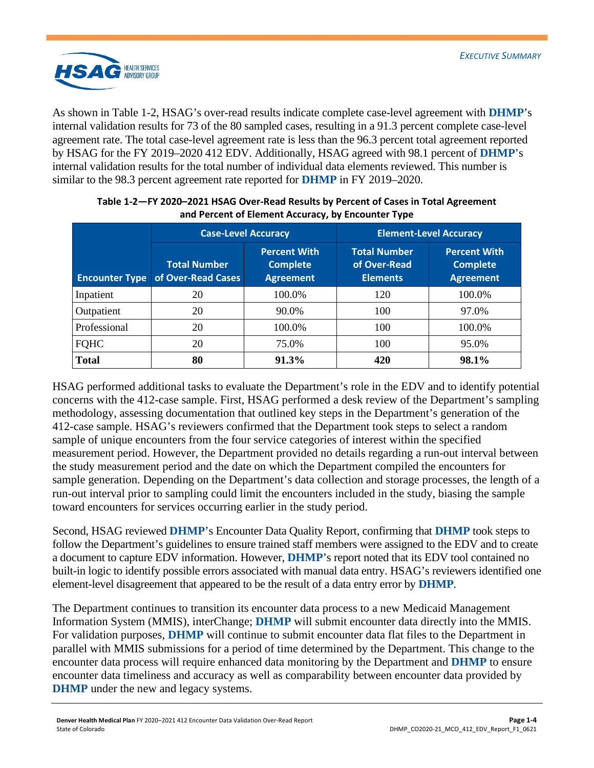As shown in Table 1-2, HSAG's over-read results indicate complete case-level agreement with **DHMP**'s internal validation results for 73 of the 80 sampled cases, resulting in a 91.3 percent complete case-level agreement rate. The total case-level agreement rate is less than the 96.3 percent total agreement reported by HSAG for the FY 2019–2020 412 EDV. Additionally, HSAG agreed with 98.1 percent of **DHMP**'s internal validation results for the total number of individual data elements reviewed. This number is similar to the 98.3 percent agreement rate reported for **DHMP** in FY 2019–2020.

**Table 1-2—FY 2020–2021 HSAG Over-Read Results by Percent of Cases in Total Agreement and Percent of Element Accuracy, by Encounter Type**

| | Case-Level Accuracy | | Element-Level Accuracy | |
|---|---|---|---|---|
| **Encounter Type** | **Total Number of Over-Read Cases** | **Percent With Complete Agreement** | **Total Number of Over-Read Elements** | **Percent With Complete Agreement** |
| Inpatient | 20 | 100.0% | 120 | 100.0% |
| Outpatient | 20 | 90.0% | 100 | 97.0% |
| Professional | 20 | 100.0% | 100 | 100.0% |
| FQHC | 20 | 75.0% | 100 | 95.0% |
| **Total** | **80** | **91.3%** | **420** | **98.1%** |

HSAG performed additional tasks to evaluate the Department's role in the EDV and to identify potential concerns with the 412-case sample. First, HSAG performed a desk review of the Department's sampling methodology, assessing documentation that outlined key steps in the Department's generation of the 412-case sample. HSAG's reviewers confirmed that the Department took steps to select a random sample of unique encounters from the four service categories of interest within the specified measurement period. However, the Department provided no details regarding a run-out interval between the study measurement period and the date on which the Department compiled the encounters for sample generation. Depending on the Department's data collection and storage processes, the length of a run-out interval prior to sampling could limit the encounters included in the study, biasing the sample toward encounters for services occurring earlier in the study period.

Second, HSAG reviewed **DHMP**'s Encounter Data Quality Report, confirming that **DHMP** took steps to follow the Department's guidelines to ensure trained staff members were assigned to the EDV and to create a document to capture EDV information. However, **DHMP**'s report noted that its EDV tool contained no built-in logic to identify possible errors associated with manual data entry. HSAG's reviewers identified one element-level disagreement that appeared to be the result of a data entry error by **DHMP**.

The Department continues to transition its encounter data process to a new Medicaid Management Information System (MMIS), interChange; **DHMP** will submit encounter data directly into the MMIS. For validation purposes, **DHMP** will continue to submit encounter data flat files to the Department in parallel with MMIS submissions for a period of time determined by the Department. This change to the encounter data process will require enhanced data monitoring by the Department and **DHMP** to ensure encounter data timeliness and accuracy as well as comparability between encounter data provided by **DHMP** under the new and legacy systems.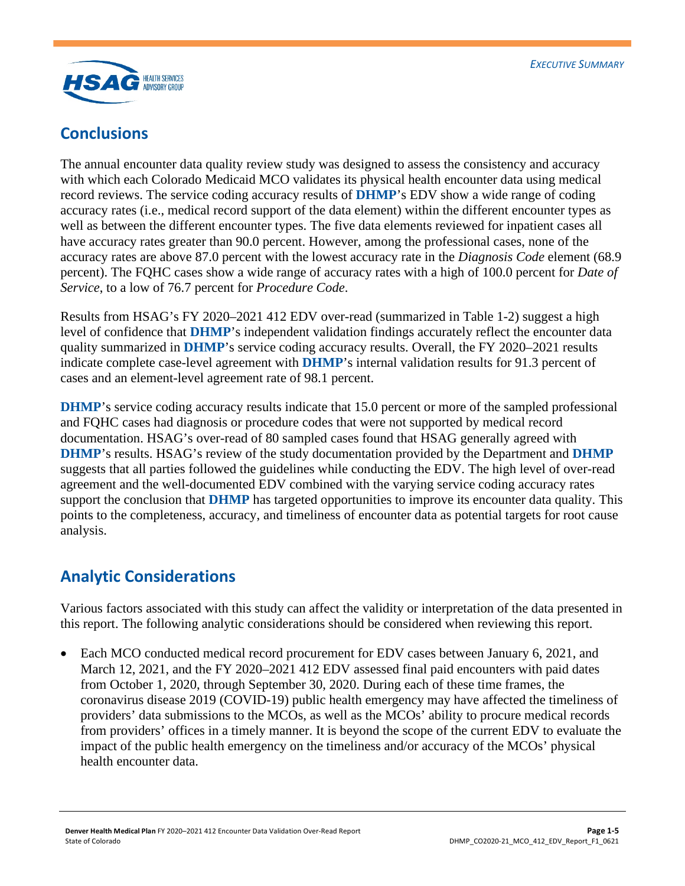## Conclusions

The annual encounter data quality review study was designed to assess the consistency and accuracy with which each Colorado Medicaid MCO validates its physical health encounter data using medical record reviews. The service coding accuracy results of **DHMP**'s EDV show a wide range of coding accuracy rates (i.e., medical record support of the data element) within the different encounter types as well as between the different encounter types. The five data elements reviewed for inpatient cases all have accuracy rates greater than 90.0 percent. However, among the professional cases, none of the accuracy rates are above 87.0 percent with the lowest accuracy rate in the *Diagnosis Code* element (68.9 percent). The FQHC cases show a wide range of accuracy rates with a high of 100.0 percent for *Date of Service*, to a low of 76.7 percent for *Procedure Code*.

Results from HSAG's FY 2020–2021 412 EDV over-read (summarized in Table 1-2) suggest a high level of confidence that **DHMP**'s independent validation findings accurately reflect the encounter data quality summarized in **DHMP**'s service coding accuracy results. Overall, the FY 2020–2021 results indicate complete case-level agreement with **DHMP**'s internal validation results for 91.3 percent of cases and an element-level agreement rate of 98.1 percent.

**DHMP**'s service coding accuracy results indicate that 15.0 percent or more of the sampled professional and FQHC cases had diagnosis or procedure codes that were not supported by medical record documentation. HSAG's over-read of 80 sampled cases found that HSAG generally agreed with **DHMP**'s results. HSAG's review of the study documentation provided by the Department and **DHMP** suggests that all parties followed the guidelines while conducting the EDV. The high level of over-read agreement and the well-documented EDV combined with the varying service coding accuracy rates support the conclusion that **DHMP** has targeted opportunities to improve its encounter data quality. This points to the completeness, accuracy, and timeliness of encounter data as potential targets for root cause analysis.

## Analytic Considerations

Various factors associated with this study can affect the validity or interpretation of the data presented in this report. The following analytic considerations should be considered when reviewing this report.

- Each MCO conducted medical record procurement for EDV cases between January 6, 2021, and March 12, 2021, and the FY 2020–2021 412 EDV assessed final paid encounters with paid dates from October 1, 2020, through September 30, 2020. During each of these time frames, the coronavirus disease 2019 (COVID-19) public health emergency may have affected the timeliness of providers' data submissions to the MCOs, as well as the MCOs' ability to procure medical records from providers' offices in a timely manner. It is beyond the scope of the current EDV to evaluate the impact of the public health emergency on the timeliness and/or accuracy of the MCOs' physical health encounter data.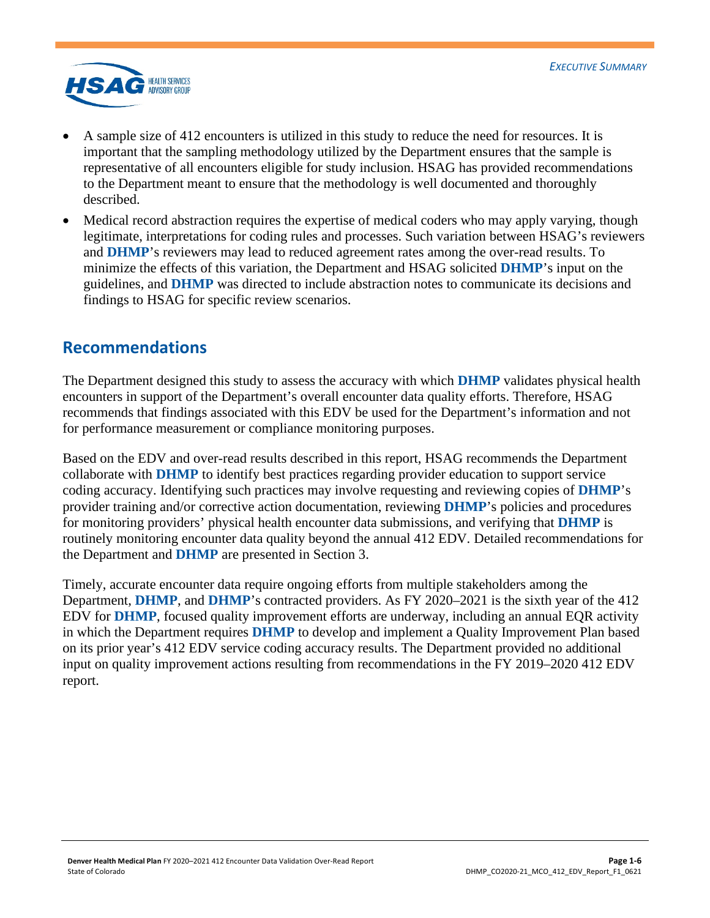- A sample size of 412 encounters is utilized in this study to reduce the need for resources. It is important that the sampling methodology utilized by the Department ensures that the sample is representative of all encounters eligible for study inclusion. HSAG has provided recommendations to the Department meant to ensure that the methodology is well documented and thoroughly described.
- Medical record abstraction requires the expertise of medical coders who may apply varying, though legitimate, interpretations for coding rules and processes. Such variation between HSAG's reviewers and **DHMP**'s reviewers may lead to reduced agreement rates among the over-read results. To minimize the effects of this variation, the Department and HSAG solicited **DHMP**'s input on the guidelines, and **DHMP** was directed to include abstraction notes to communicate its decisions and findings to HSAG for specific review scenarios.

## Recommendations

The Department designed this study to assess the accuracy with which **DHMP** validates physical health encounters in support of the Department's overall encounter data quality efforts. Therefore, HSAG recommends that findings associated with this EDV be used for the Department's information and not for performance measurement or compliance monitoring purposes.

Based on the EDV and over-read results described in this report, HSAG recommends the Department collaborate with **DHMP** to identify best practices regarding provider education to support service coding accuracy. Identifying such practices may involve requesting and reviewing copies of **DHMP**'s provider training and/or corrective action documentation, reviewing **DHMP**'s policies and procedures for monitoring providers' physical health encounter data submissions, and verifying that **DHMP** is routinely monitoring encounter data quality beyond the annual 412 EDV. Detailed recommendations for the Department and **DHMP** are presented in Section 3.

Timely, accurate encounter data require ongoing efforts from multiple stakeholders among the Department, **DHMP**, and **DHMP**'s contracted providers. As FY 2020–2021 is the sixth year of the 412 EDV for **DHMP**, focused quality improvement efforts are underway, including an annual EQR activity in which the Department requires **DHMP** to develop and implement a Quality Improvement Plan based on its prior year's 412 EDV service coding accuracy results. The Department provided no additional input on quality improvement actions resulting from recommendations in the FY 2019–2020 412 EDV report.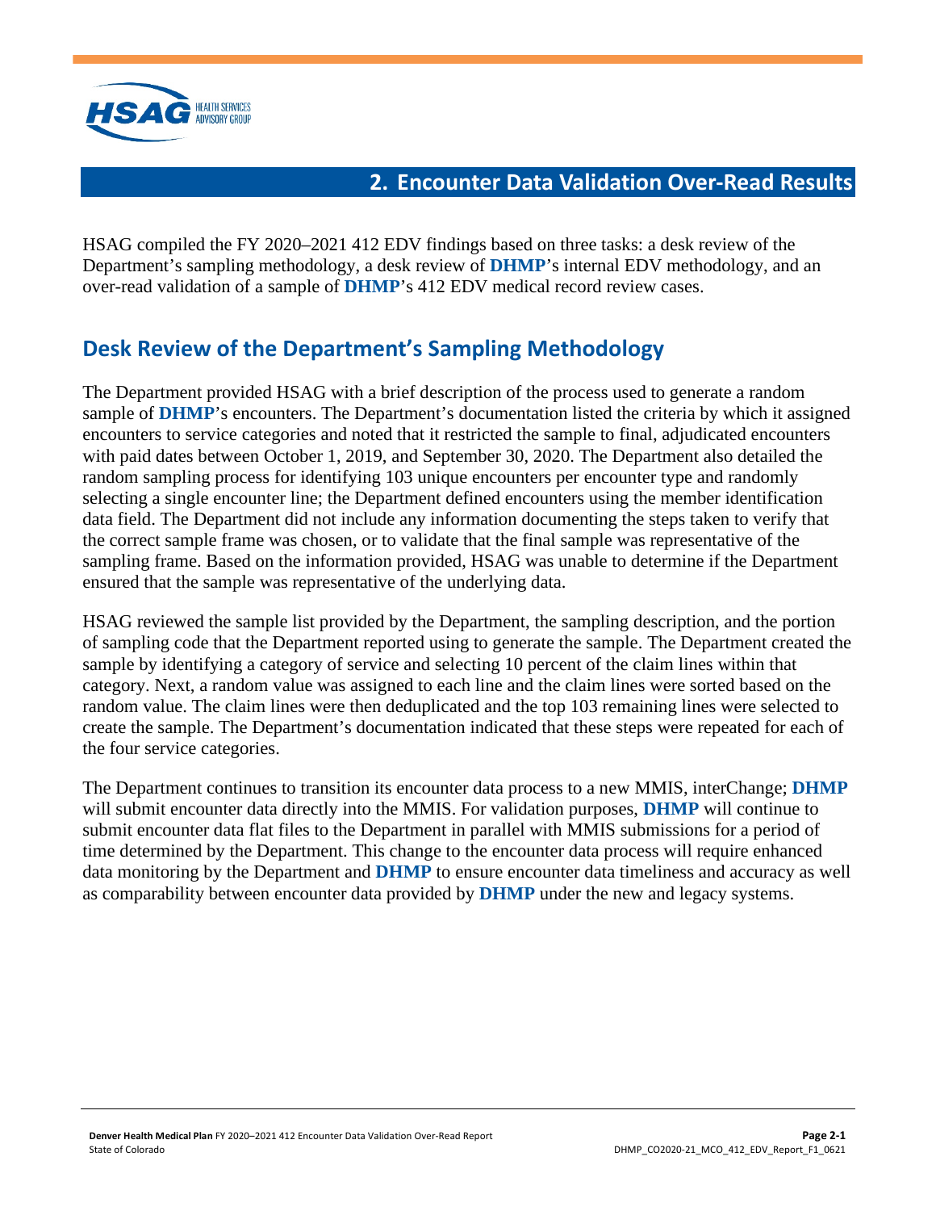# 2. Encounter Data Validation Over-Read Results

HSAG compiled the FY 2020–2021 412 EDV findings based on three tasks: a desk review of the Department's sampling methodology, a desk review of **DHMP**'s internal EDV methodology, and an over-read validation of a sample of **DHMP**'s 412 EDV medical record review cases.

## Desk Review of the Department's Sampling Methodology

The Department provided HSAG with a brief description of the process used to generate a random sample of **DHMP**'s encounters. The Department's documentation listed the criteria by which it assigned encounters to service categories and noted that it restricted the sample to final, adjudicated encounters with paid dates between October 1, 2019, and September 30, 2020. The Department also detailed the random sampling process for identifying 103 unique encounters per encounter type and randomly selecting a single encounter line; the Department defined encounters using the member identification data field. The Department did not include any information documenting the steps taken to verify that the correct sample frame was chosen, or to validate that the final sample was representative of the sampling frame. Based on the information provided, HSAG was unable to determine if the Department ensured that the sample was representative of the underlying data.

HSAG reviewed the sample list provided by the Department, the sampling description, and the portion of sampling code that the Department reported using to generate the sample. The Department created the sample by identifying a category of service and selecting 10 percent of the claim lines within that category. Next, a random value was assigned to each line and the claim lines were sorted based on the random value. The claim lines were then deduplicated and the top 103 remaining lines were selected to create the sample. The Department's documentation indicated that these steps were repeated for each of the four service categories.

The Department continues to transition its encounter data process to a new MMIS, interChange; **DHMP** will submit encounter data directly into the MMIS. For validation purposes, **DHMP** will continue to submit encounter data flat files to the Department in parallel with MMIS submissions for a period of time determined by the Department. This change to the encounter data process will require enhanced data monitoring by the Department and **DHMP** to ensure encounter data timeliness and accuracy as well as comparability between encounter data provided by **DHMP** under the new and legacy systems.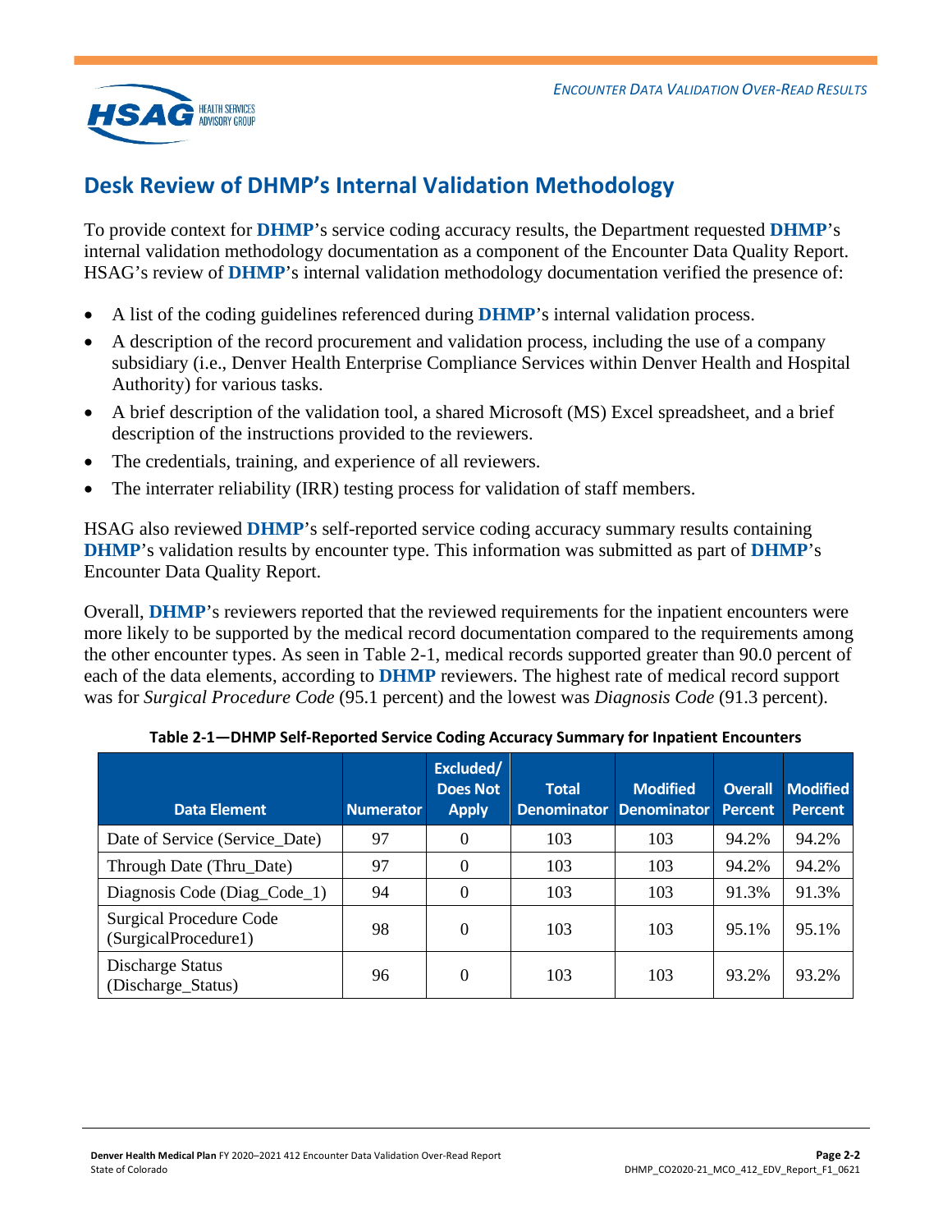## Desk Review of DHMP's Internal Validation Methodology

To provide context for **DHMP**'s service coding accuracy results, the Department requested **DHMP**'s internal validation methodology documentation as a component of the Encounter Data Quality Report. HSAG's review of **DHMP**'s internal validation methodology documentation verified the presence of:

- A list of the coding guidelines referenced during **DHMP**'s internal validation process.
- A description of the record procurement and validation process, including the use of a company subsidiary (i.e., Denver Health Enterprise Compliance Services within Denver Health and Hospital Authority) for various tasks.
- A brief description of the validation tool, a shared Microsoft (MS) Excel spreadsheet, and a brief description of the instructions provided to the reviewers.
- The credentials, training, and experience of all reviewers.
- The interrater reliability (IRR) testing process for validation of staff members.

HSAG also reviewed **DHMP**'s self-reported service coding accuracy summary results containing **DHMP**'s validation results by encounter type. This information was submitted as part of **DHMP**'s Encounter Data Quality Report.

Overall, **DHMP**'s reviewers reported that the reviewed requirements for the inpatient encounters were more likely to be supported by the medical record documentation compared to the requirements among the other encounter types. As seen in Table 2-1, medical records supported greater than 90.0 percent of each of the data elements, according to **DHMP** reviewers. The highest rate of medical record support was for *Surgical Procedure Code* (95.1 percent) and the lowest was *Diagnosis Code* (91.3 percent).

**Table 2-1—DHMP Self-Reported Service Coding Accuracy Summary for Inpatient Encounters**

| Data Element | Numerator | Excluded/ Does Not Apply | Total Denominator | Modified Denominator | Overall Percent | Modified Percent |
|---|---|---|---|---|---|---|
| Date of Service (Service_Date) | 97 | 0 | 103 | 103 | 94.2% | 94.2% |
| Through Date (Thru_Date) | 97 | 0 | 103 | 103 | 94.2% | 94.2% |
| Diagnosis Code (Diag_Code_1) | 94 | 0 | 103 | 103 | 91.3% | 91.3% |
| Surgical Procedure Code (SurgicalProcedure1) | 98 | 0 | 103 | 103 | 95.1% | 95.1% |
| Discharge Status (Discharge_Status) | 96 | 0 | 103 | 103 | 93.2% | 93.2% |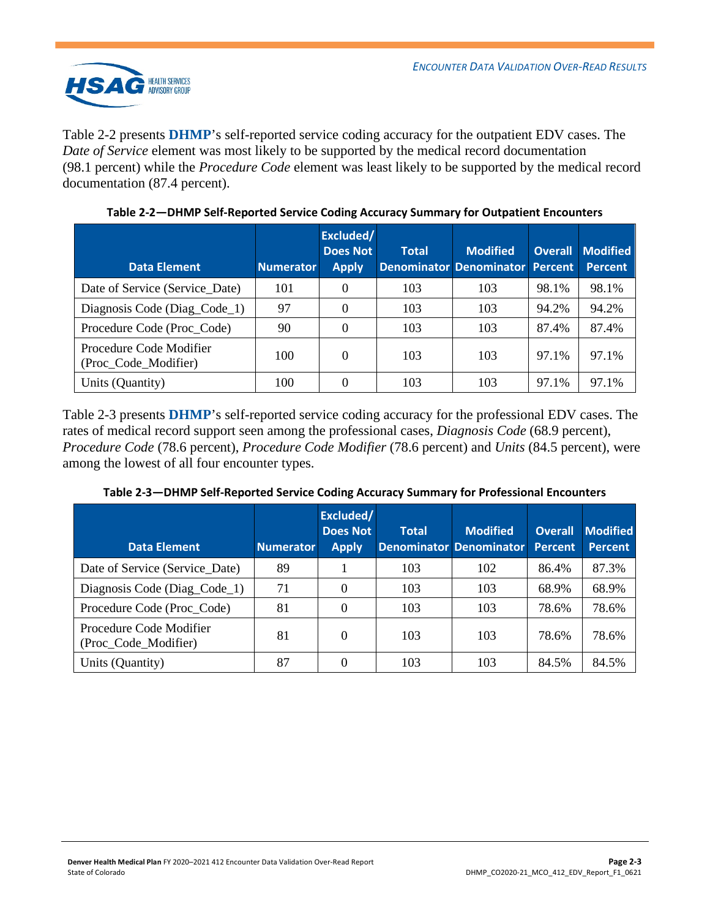Table 2-2 presents **DHMP**'s self-reported service coding accuracy for the outpatient EDV cases. The *Date of Service* element was most likely to be supported by the medical record documentation (98.1 percent) while the *Procedure Code* element was least likely to be supported by the medical record documentation (87.4 percent).

**Table 2-2—DHMP Self-Reported Service Coding Accuracy Summary for Outpatient Encounters**

| Data Element | Numerator | Excluded/ Does Not Apply | Total Denominator | Modified Denominator | Overall Percent | Modified Percent |
|---|---|---|---|---|---|---|
| Date of Service (Service_Date) | 101 | 0 | 103 | 103 | 98.1% | 98.1% |
| Diagnosis Code (Diag_Code_1) | 97 | 0 | 103 | 103 | 94.2% | 94.2% |
| Procedure Code (Proc_Code) | 90 | 0 | 103 | 103 | 87.4% | 87.4% |
| Procedure Code Modifier (Proc_Code_Modifier) | 100 | 0 | 103 | 103 | 97.1% | 97.1% |
| Units (Quantity) | 100 | 0 | 103 | 103 | 97.1% | 97.1% |

Table 2-3 presents **DHMP**'s self-reported service coding accuracy for the professional EDV cases. The rates of medical record support seen among the professional cases, *Diagnosis Code* (68.9 percent), *Procedure Code* (78.6 percent), *Procedure Code Modifier* (78.6 percent) and *Units* (84.5 percent), were among the lowest of all four encounter types.

**Table 2-3—DHMP Self-Reported Service Coding Accuracy Summary for Professional Encounters**

| Data Element | Numerator | Excluded/ Does Not Apply | Total Denominator | Modified Denominator | Overall Percent | Modified Percent |
|---|---|---|---|---|---|---|
| Date of Service (Service_Date) | 89 | 1 | 103 | 102 | 86.4% | 87.3% |
| Diagnosis Code (Diag_Code_1) | 71 | 0 | 103 | 103 | 68.9% | 68.9% |
| Procedure Code (Proc_Code) | 81 | 0 | 103 | 103 | 78.6% | 78.6% |
| Procedure Code Modifier (Proc_Code_Modifier) | 81 | 0 | 103 | 103 | 78.6% | 78.6% |
| Units (Quantity) | 87 | 0 | 103 | 103 | 84.5% | 84.5% |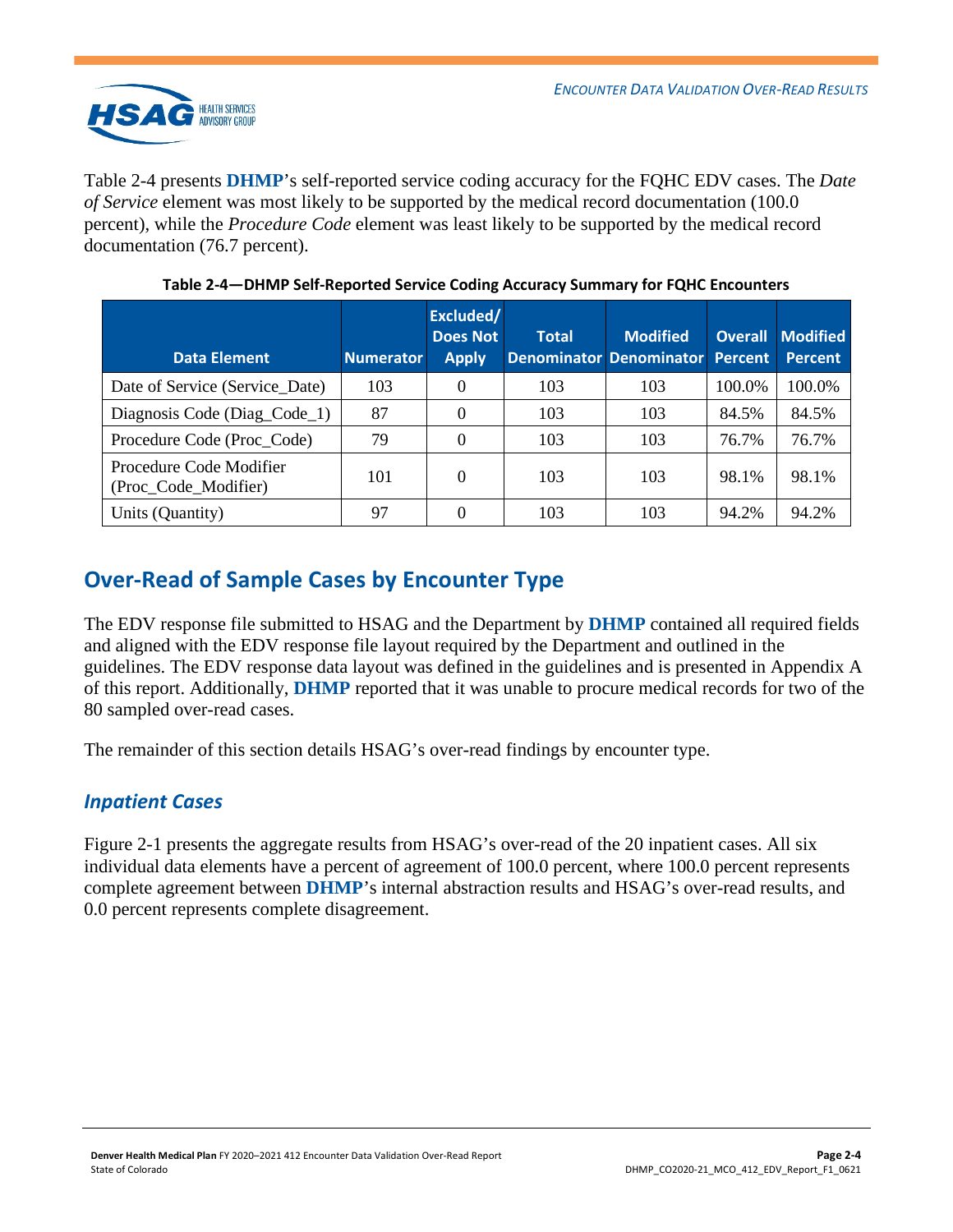Table 2-4 presents **DHMP**'s self-reported service coding accuracy for the FQHC EDV cases. The *Date of Service* element was most likely to be supported by the medical record documentation (100.0 percent), while the *Procedure Code* element was least likely to be supported by the medical record documentation (76.7 percent).

**Table 2-4—DHMP Self-Reported Service Coding Accuracy Summary for FQHC Encounters**

| Data Element | Numerator | Excluded/ Does Not Apply | Total Denominator | Modified Denominator | Overall Percent | Modified Percent |
|---|---|---|---|---|---|---|
| Date of Service (Service_Date) | 103 | 0 | 103 | 103 | 100.0% | 100.0% |
| Diagnosis Code (Diag_Code_1) | 87 | 0 | 103 | 103 | 84.5% | 84.5% |
| Procedure Code (Proc_Code) | 79 | 0 | 103 | 103 | 76.7% | 76.7% |
| Procedure Code Modifier (Proc_Code_Modifier) | 101 | 0 | 103 | 103 | 98.1% | 98.1% |
| Units (Quantity) | 97 | 0 | 103 | 103 | 94.2% | 94.2% |

## Over-Read of Sample Cases by Encounter Type

The EDV response file submitted to HSAG and the Department by **DHMP** contained all required fields and aligned with the EDV response file layout required by the Department and outlined in the guidelines. The EDV response data layout was defined in the guidelines and is presented in Appendix A of this report. Additionally, **DHMP** reported that it was unable to procure medical records for two of the 80 sampled over-read cases.

The remainder of this section details HSAG's over-read findings by encounter type.

### *Inpatient Cases*

Figure 2-1 presents the aggregate results from HSAG's over-read of the 20 inpatient cases. All six individual data elements have a percent of agreement of 100.0 percent, where 100.0 percent represents complete agreement between **DHMP**'s internal abstraction results and HSAG's over-read results, and 0.0 percent represents complete disagreement.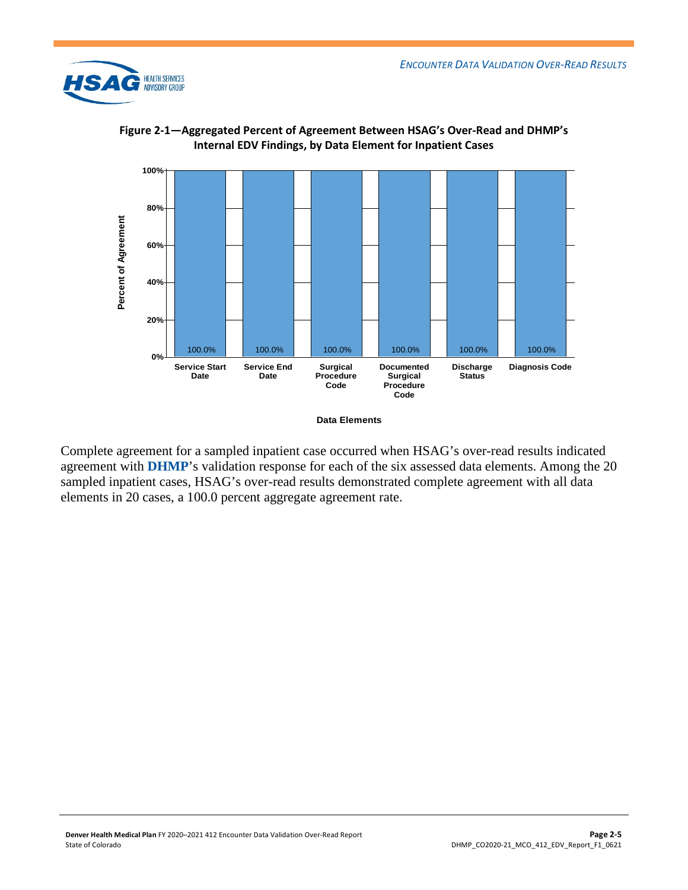**Figure 2-1—Aggregated Percent of Agreement Between HSAG's Over-Read and DHMP's Internal EDV Findings, by Data Element for Inpatient Cases**

| Data Elements | Percent of Agreement |
|---|---|
| Service Start Date | 100.0% |
| Service End Date | 100.0% |
| Surgical Procedure Code | 100.0% |
| Documented Surgical Procedure Code | 100.0% |
| Discharge Status | 100.0% |
| Diagnosis Code | 100.0% |

Complete agreement for a sampled inpatient case occurred when HSAG's over-read results indicated agreement with **DHMP**'s validation response for each of the six assessed data elements. Among the 20 sampled inpatient cases, HSAG's over-read results demonstrated complete agreement with all data elements in 20 cases, a 100.0 percent aggregate agreement rate.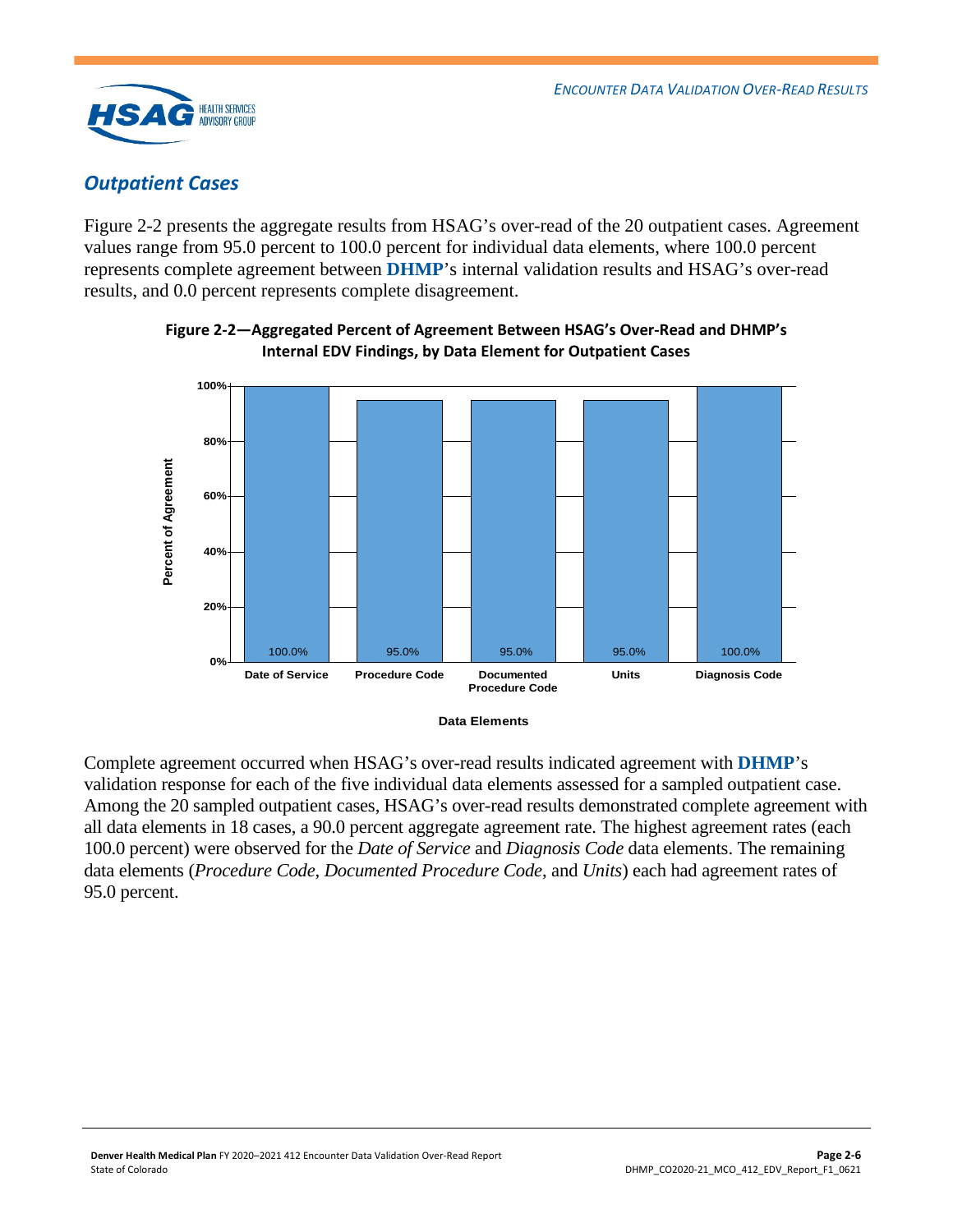## *Outpatient Cases*

Figure 2-2 presents the aggregate results from HSAG's over-read of the 20 outpatient cases. Agreement values range from 95.0 percent to 100.0 percent for individual data elements, where 100.0 percent represents complete agreement between **DHMP**'s internal validation results and HSAG's over-read results, and 0.0 percent represents complete disagreement.

**Figure 2-2—Aggregated Percent of Agreement Between HSAG's Over-Read and DHMP's Internal EDV Findings, by Data Element for Outpatient Cases**

| Data Elements | Percent of Agreement |
|---|---|
| Date of Service | 100.0% |
| Procedure Code | 95.0% |
| Documented Procedure Code | 95.0% |
| Units | 95.0% |
| Diagnosis Code | 100.0% |

Complete agreement occurred when HSAG's over-read results indicated agreement with **DHMP**'s validation response for each of the five individual data elements assessed for a sampled outpatient case. Among the 20 sampled outpatient cases, HSAG's over-read results demonstrated complete agreement with all data elements in 18 cases, a 90.0 percent aggregate agreement rate. The highest agreement rates (each 100.0 percent) were observed for the *Date of Service* and *Diagnosis Code* data elements. The remaining data elements (*Procedure Code*, *Documented Procedure Code*, and *Units*) each had agreement rates of 95.0 percent.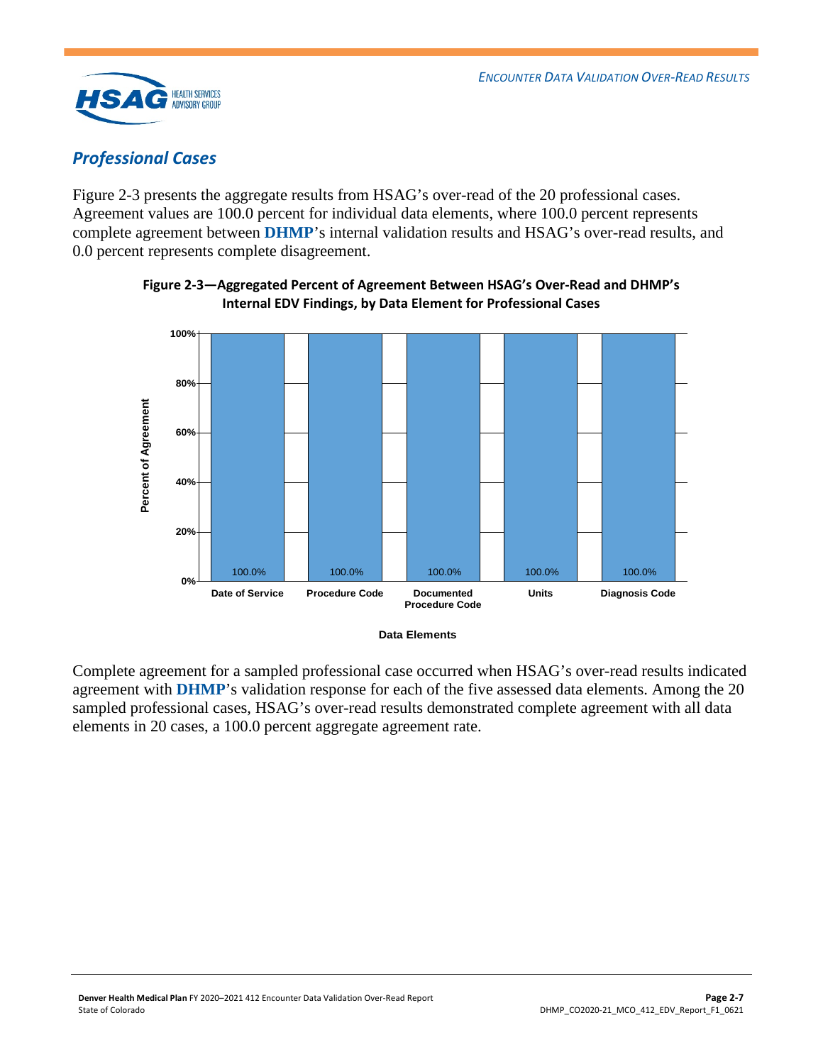## *Professional Cases*

Figure 2-3 presents the aggregate results from HSAG's over-read of the 20 professional cases. Agreement values are 100.0 percent for individual data elements, where 100.0 percent represents complete agreement between **DHMP**'s internal validation results and HSAG's over-read results, and 0.0 percent represents complete disagreement.

**Figure 2-3—Aggregated Percent of Agreement Between HSAG's Over-Read and DHMP's Internal EDV Findings, by Data Element for Professional Cases**

| Data Elements | Percent of Agreement |
|---|---|
| Date of Service | 100.0% |
| Procedure Code | 100.0% |
| Documented Procedure Code | 100.0% |
| Units | 100.0% |
| Diagnosis Code | 100.0% |

Complete agreement for a sampled professional case occurred when HSAG's over-read results indicated agreement with **DHMP**'s validation response for each of the five assessed data elements. Among the 20 sampled professional cases, HSAG's over-read results demonstrated complete agreement with all data elements in 20 cases, a 100.0 percent aggregate agreement rate.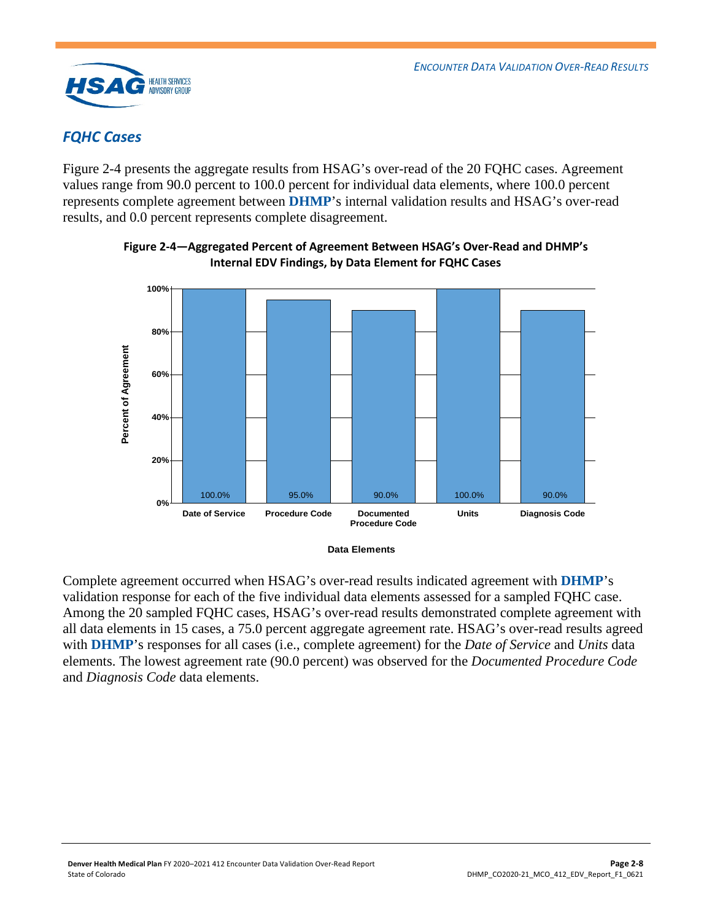## *FQHC Cases*

Figure 2-4 presents the aggregate results from HSAG's over-read of the 20 FQHC cases. Agreement values range from 90.0 percent to 100.0 percent for individual data elements, where 100.0 percent represents complete agreement between **DHMP**'s internal validation results and HSAG's over-read results, and 0.0 percent represents complete disagreement.

**Figure 2-4—Aggregated Percent of Agreement Between HSAG's Over-Read and DHMP's Internal EDV Findings, by Data Element for FQHC Cases**

| Data Elements | Percent of Agreement |
|---|---|
| Date of Service | 100.0% |
| Procedure Code | 95.0% |
| Documented Procedure Code | 90.0% |
| Units | 100.0% |
| Diagnosis Code | 90.0% |

Complete agreement occurred when HSAG's over-read results indicated agreement with **DHMP**'s validation response for each of the five individual data elements assessed for a sampled FQHC case. Among the 20 sampled FQHC cases, HSAG's over-read results demonstrated complete agreement with all data elements in 15 cases, a 75.0 percent aggregate agreement rate. HSAG's over-read results agreed with **DHMP**'s responses for all cases (i.e., complete agreement) for the *Date of Service* and *Units* data elements. The lowest agreement rate (90.0 percent) was observed for the *Documented Procedure Code* and *Diagnosis Code* data elements.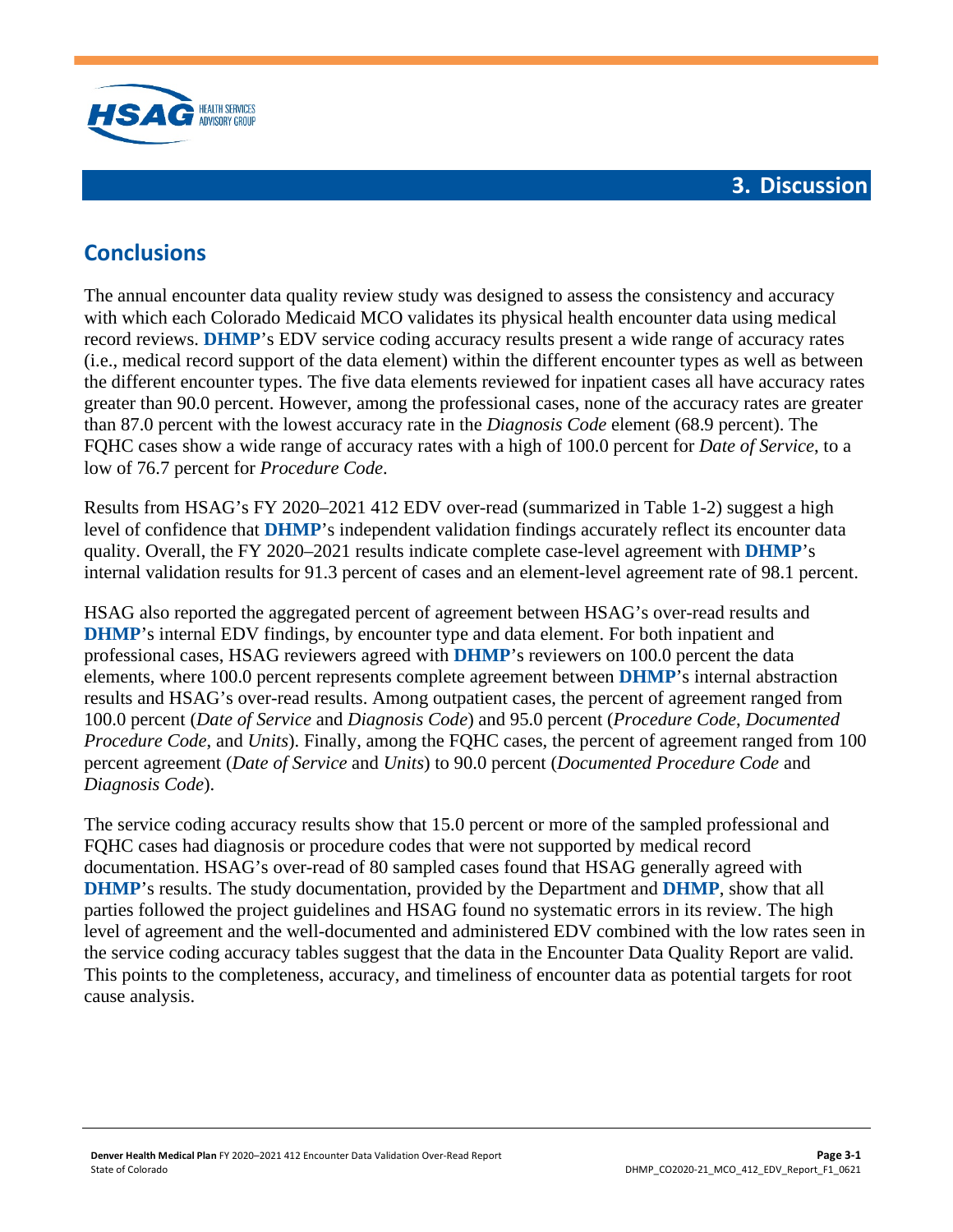# 3. Discussion

## Conclusions

The annual encounter data quality review study was designed to assess the consistency and accuracy with which each Colorado Medicaid MCO validates its physical health encounter data using medical record reviews. **DHMP**'s EDV service coding accuracy results present a wide range of accuracy rates (i.e., medical record support of the data element) within the different encounter types as well as between the different encounter types. The five data elements reviewed for inpatient cases all have accuracy rates greater than 90.0 percent. However, among the professional cases, none of the accuracy rates are greater than 87.0 percent with the lowest accuracy rate in the *Diagnosis Code* element (68.9 percent). The FQHC cases show a wide range of accuracy rates with a high of 100.0 percent for *Date of Service*, to a low of 76.7 percent for *Procedure Code*.

Results from HSAG's FY 2020–2021 412 EDV over-read (summarized in Table 1-2) suggest a high level of confidence that **DHMP**'s independent validation findings accurately reflect its encounter data quality. Overall, the FY 2020–2021 results indicate complete case-level agreement with **DHMP**'s internal validation results for 91.3 percent of cases and an element-level agreement rate of 98.1 percent.

HSAG also reported the aggregated percent of agreement between HSAG's over-read results and **DHMP**'s internal EDV findings, by encounter type and data element. For both inpatient and professional cases, HSAG reviewers agreed with **DHMP**'s reviewers on 100.0 percent the data elements, where 100.0 percent represents complete agreement between **DHMP**'s internal abstraction results and HSAG's over-read results. Among outpatient cases, the percent of agreement ranged from 100.0 percent (*Date of Service* and *Diagnosis Code*) and 95.0 percent (*Procedure Code*, *Documented Procedure Code*, and *Units*). Finally, among the FQHC cases, the percent of agreement ranged from 100 percent agreement (*Date of Service* and *Units*) to 90.0 percent (*Documented Procedure Code* and *Diagnosis Code*).

The service coding accuracy results show that 15.0 percent or more of the sampled professional and FQHC cases had diagnosis or procedure codes that were not supported by medical record documentation. HSAG's over-read of 80 sampled cases found that HSAG generally agreed with **DHMP**'s results. The study documentation, provided by the Department and **DHMP**, show that all parties followed the project guidelines and HSAG found no systematic errors in its review. The high level of agreement and the well-documented and administered EDV combined with the low rates seen in the service coding accuracy tables suggest that the data in the Encounter Data Quality Report are valid. This points to the completeness, accuracy, and timeliness of encounter data as potential targets for root cause analysis.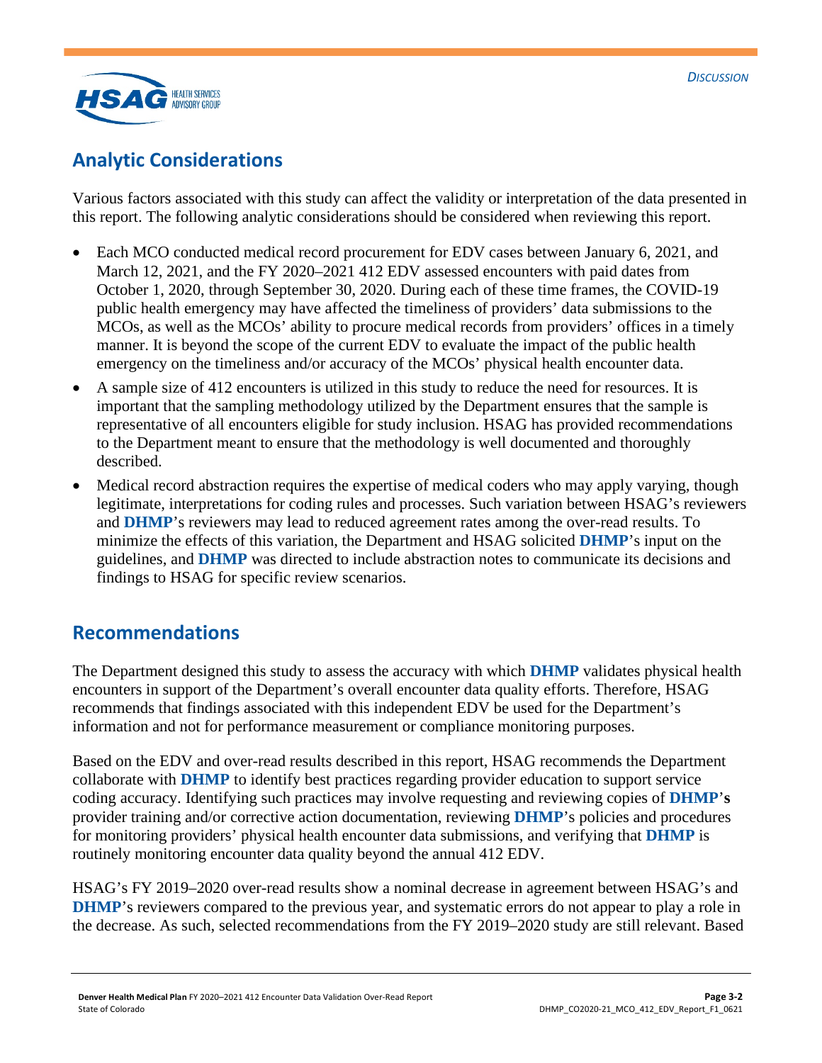## Analytic Considerations

Various factors associated with this study can affect the validity or interpretation of the data presented in this report. The following analytic considerations should be considered when reviewing this report.

- Each MCO conducted medical record procurement for EDV cases between January 6, 2021, and March 12, 2021, and the FY 2020–2021 412 EDV assessed encounters with paid dates from October 1, 2020, through September 30, 2020. During each of these time frames, the COVID-19 public health emergency may have affected the timeliness of providers' data submissions to the MCOs, as well as the MCOs' ability to procure medical records from providers' offices in a timely manner. It is beyond the scope of the current EDV to evaluate the impact of the public health emergency on the timeliness and/or accuracy of the MCOs' physical health encounter data.
- A sample size of 412 encounters is utilized in this study to reduce the need for resources. It is important that the sampling methodology utilized by the Department ensures that the sample is representative of all encounters eligible for study inclusion. HSAG has provided recommendations to the Department meant to ensure that the methodology is well documented and thoroughly described.
- Medical record abstraction requires the expertise of medical coders who may apply varying, though legitimate, interpretations for coding rules and processes. Such variation between HSAG's reviewers and **DHMP**'s reviewers may lead to reduced agreement rates among the over-read results. To minimize the effects of this variation, the Department and HSAG solicited **DHMP**'s input on the guidelines, and **DHMP** was directed to include abstraction notes to communicate its decisions and findings to HSAG for specific review scenarios.

## Recommendations

The Department designed this study to assess the accuracy with which **DHMP** validates physical health encounters in support of the Department's overall encounter data quality efforts. Therefore, HSAG recommends that findings associated with this independent EDV be used for the Department's information and not for performance measurement or compliance monitoring purposes.

Based on the EDV and over-read results described in this report, HSAG recommends the Department collaborate with **DHMP** to identify best practices regarding provider education to support service coding accuracy. Identifying such practices may involve requesting and reviewing copies of **DHMP**'**s** provider training and/or corrective action documentation, reviewing **DHMP**'s policies and procedures for monitoring providers' physical health encounter data submissions, and verifying that **DHMP** is routinely monitoring encounter data quality beyond the annual 412 EDV.

HSAG's FY 2019–2020 over-read results show a nominal decrease in agreement between HSAG's and **DHMP**'s reviewers compared to the previous year, and systematic errors do not appear to play a role in the decrease. As such, selected recommendations from the FY 2019–2020 study are still relevant. Based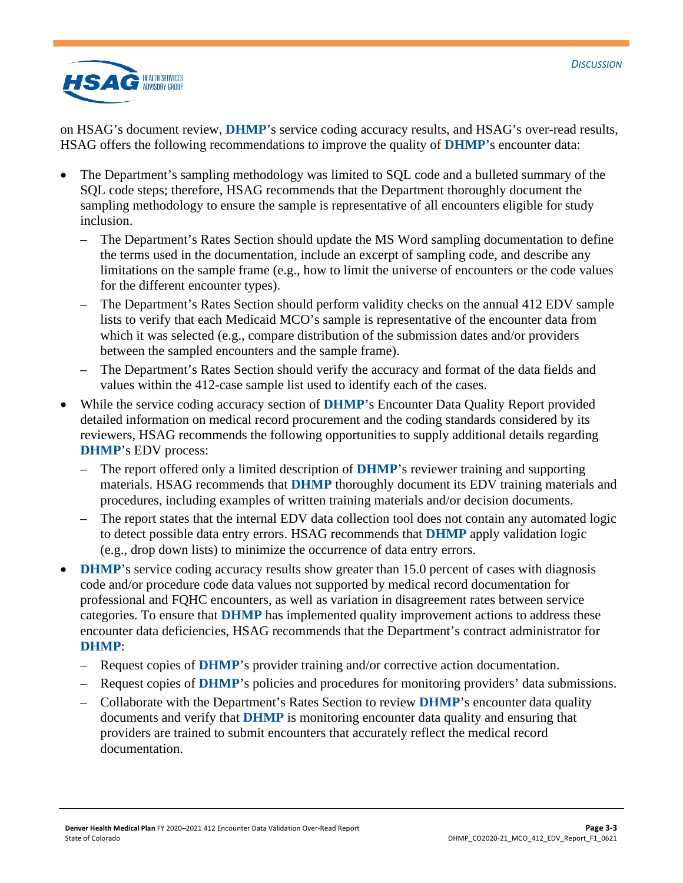on HSAG's document review, **DHMP**'s service coding accuracy results, and HSAG's over-read results, HSAG offers the following recommendations to improve the quality of **DHMP**'s encounter data:

- The Department's sampling methodology was limited to SQL code and a bulleted summary of the SQL code steps; therefore, HSAG recommends that the Department thoroughly document the sampling methodology to ensure the sample is representative of all encounters eligible for study inclusion.
  - The Department's Rates Section should update the MS Word sampling documentation to define the terms used in the documentation, include an excerpt of sampling code, and describe any limitations on the sample frame (e.g., how to limit the universe of encounters or the code values for the different encounter types).
  - The Department's Rates Section should perform validity checks on the annual 412 EDV sample lists to verify that each Medicaid MCO's sample is representative of the encounter data from which it was selected (e.g., compare distribution of the submission dates and/or providers between the sampled encounters and the sample frame).
  - The Department's Rates Section should verify the accuracy and format of the data fields and values within the 412-case sample list used to identify each of the cases.
- While the service coding accuracy section of **DHMP**'s Encounter Data Quality Report provided detailed information on medical record procurement and the coding standards considered by its reviewers, HSAG recommends the following opportunities to supply additional details regarding **DHMP**'s EDV process:
  - The report offered only a limited description of **DHMP**'s reviewer training and supporting materials. HSAG recommends that **DHMP** thoroughly document its EDV training materials and procedures, including examples of written training materials and/or decision documents.
  - The report states that the internal EDV data collection tool does not contain any automated logic to detect possible data entry errors. HSAG recommends that **DHMP** apply validation logic (e.g., drop down lists) to minimize the occurrence of data entry errors.
- **DHMP**'s service coding accuracy results show greater than 15.0 percent of cases with diagnosis code and/or procedure code data values not supported by medical record documentation for professional and FQHC encounters, as well as variation in disagreement rates between service categories. To ensure that **DHMP** has implemented quality improvement actions to address these encounter data deficiencies, HSAG recommends that the Department's contract administrator for **DHMP**:
  - Request copies of **DHMP**'s provider training and/or corrective action documentation.
  - Request copies of **DHMP**'s policies and procedures for monitoring providers' data submissions.
  - Collaborate with the Department's Rates Section to review **DHMP**'s encounter data quality documents and verify that **DHMP** is monitoring encounter data quality and ensuring that providers are trained to submit encounters that accurately reflect the medical record documentation.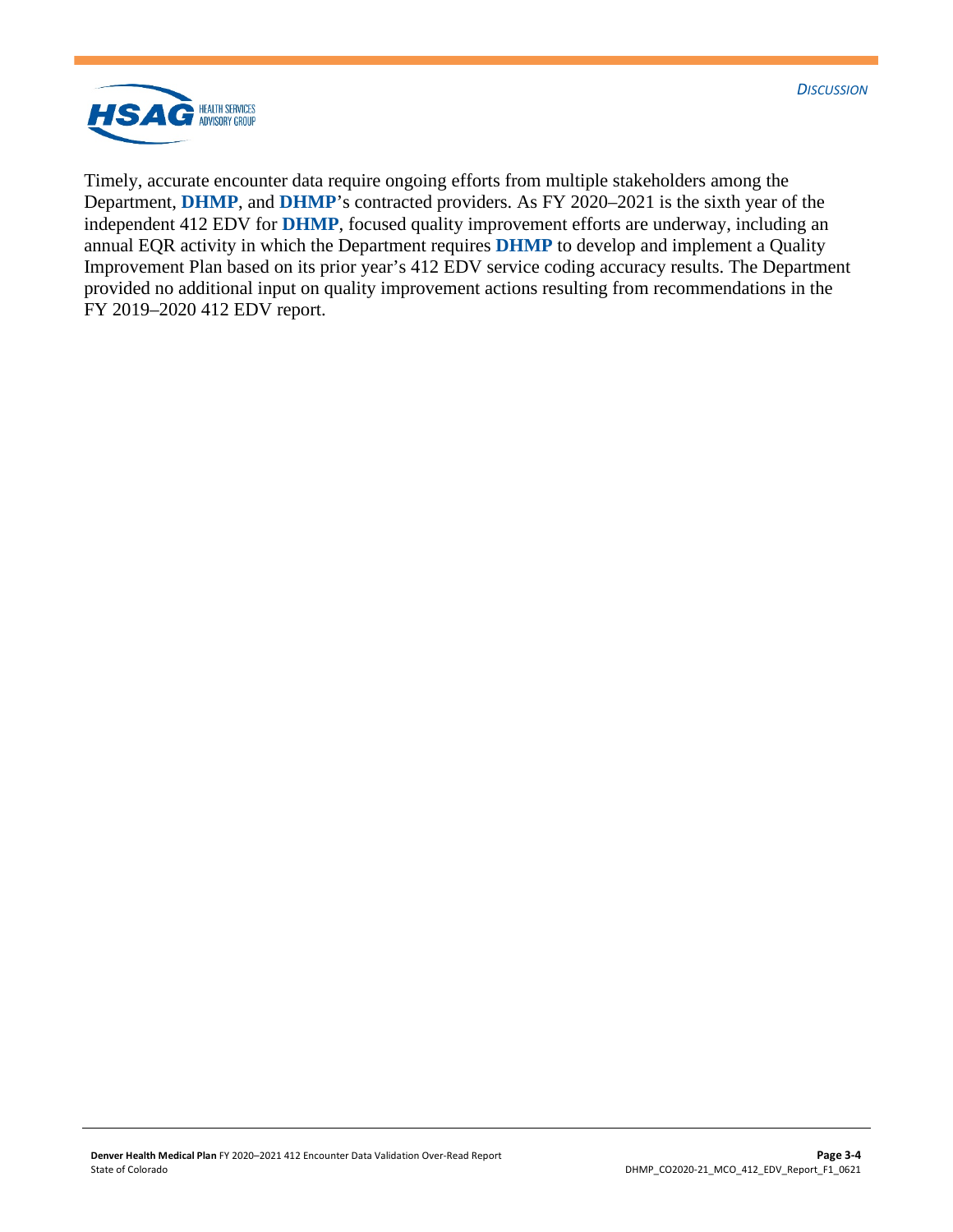Timely, accurate encounter data require ongoing efforts from multiple stakeholders among the Department, **DHMP**, and **DHMP**'s contracted providers. As FY 2020–2021 is the sixth year of the independent 412 EDV for **DHMP**, focused quality improvement efforts are underway, including an annual EQR activity in which the Department requires **DHMP** to develop and implement a Quality Improvement Plan based on its prior year's 412 EDV service coding accuracy results. The Department provided no additional input on quality improvement actions resulting from recommendations in the FY 2019–2020 412 EDV report.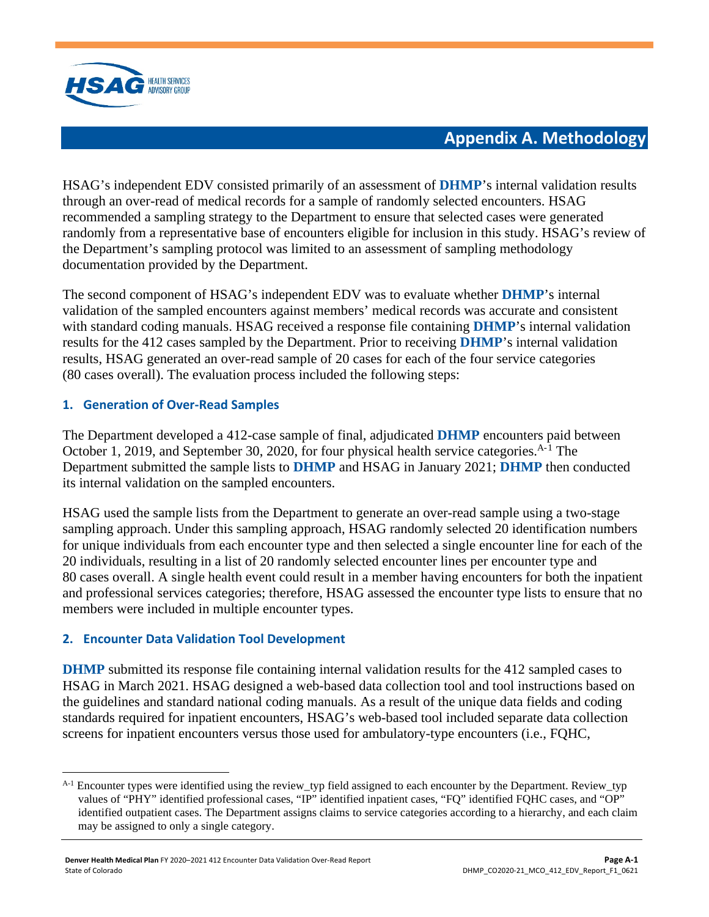# Appendix A. Methodology

HSAG's independent EDV consisted primarily of an assessment of **DHMP**'s internal validation results through an over-read of medical records for a sample of randomly selected encounters. HSAG recommended a sampling strategy to the Department to ensure that selected cases were generated randomly from a representative base of encounters eligible for inclusion in this study. HSAG's review of the Department's sampling protocol was limited to an assessment of sampling methodology documentation provided by the Department.

The second component of HSAG's independent EDV was to evaluate whether **DHMP**'s internal validation of the sampled encounters against members' medical records was accurate and consistent with standard coding manuals. HSAG received a response file containing **DHMP**'s internal validation results for the 412 cases sampled by the Department. Prior to receiving **DHMP**'s internal validation results, HSAG generated an over-read sample of 20 cases for each of the four service categories (80 cases overall). The evaluation process included the following steps:

### 1. Generation of Over-Read Samples

The Department developed a 412-case sample of final, adjudicated **DHMP** encounters paid between October 1, 2019, and September 30, 2020, for four physical health service categories.[A-1] The Department submitted the sample lists to **DHMP** and HSAG in January 2021; **DHMP** then conducted its internal validation on the sampled encounters.

HSAG used the sample lists from the Department to generate an over-read sample using a two-stage sampling approach. Under this sampling approach, HSAG randomly selected 20 identification numbers for unique individuals from each encounter type and then selected a single encounter line for each of the 20 individuals, resulting in a list of 20 randomly selected encounter lines per encounter type and 80 cases overall. A single health event could result in a member having encounters for both the inpatient and professional services categories; therefore, HSAG assessed the encounter type lists to ensure that no members were included in multiple encounter types.

### 2. Encounter Data Validation Tool Development

**DHMP** submitted its response file containing internal validation results for the 412 sampled cases to HSAG in March 2021. HSAG designed a web-based data collection tool and tool instructions based on the guidelines and standard national coding manuals. As a result of the unique data fields and coding standards required for inpatient encounters, HSAG's web-based tool included separate data collection screens for inpatient encounters versus those used for ambulatory-type encounters (i.e., FQHC,

---

[A-1] Encounter types were identified using the review_typ field assigned to each encounter by the Department. Review_typ values of "PHY" identified professional cases, "IP" identified inpatient cases, "FQ" identified FQHC cases, and "OP" identified outpatient cases. The Department assigns claims to service categories according to a hierarchy, and each claim may be assigned to only a single category.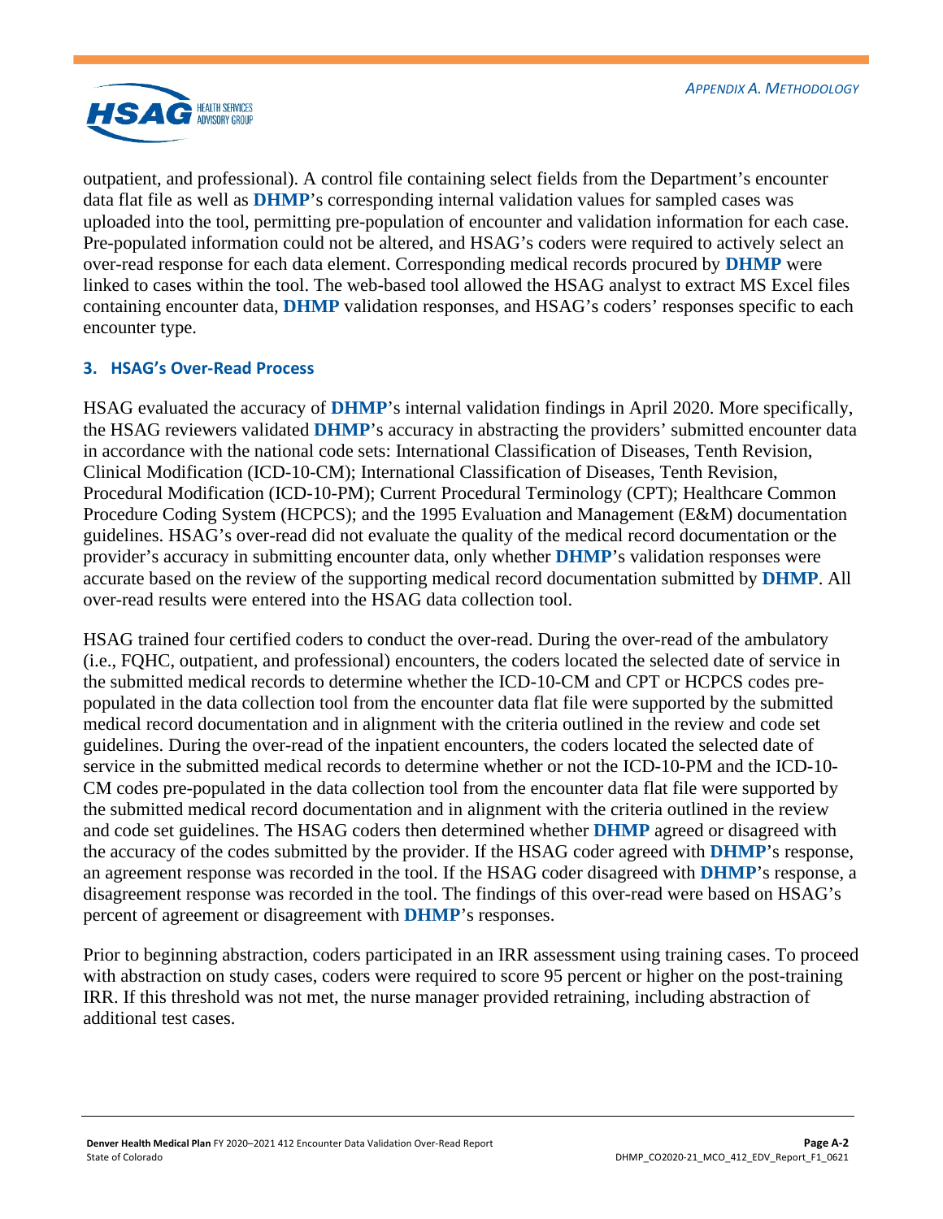outpatient, and professional). A control file containing select fields from the Department's encounter data flat file as well as **DHMP**'s corresponding internal validation values for sampled cases was uploaded into the tool, permitting pre-population of encounter and validation information for each case. Pre-populated information could not be altered, and HSAG's coders were required to actively select an over-read response for each data element. Corresponding medical records procured by **DHMP** were linked to cases within the tool. The web-based tool allowed the HSAG analyst to extract MS Excel files containing encounter data, **DHMP** validation responses, and HSAG's coders' responses specific to each encounter type.

### 3. HSAG's Over-Read Process

HSAG evaluated the accuracy of **DHMP**'s internal validation findings in April 2020. More specifically, the HSAG reviewers validated **DHMP**'s accuracy in abstracting the providers' submitted encounter data in accordance with the national code sets: International Classification of Diseases, Tenth Revision, Clinical Modification (ICD-10-CM); International Classification of Diseases, Tenth Revision, Procedural Modification (ICD-10-PM); Current Procedural Terminology (CPT); Healthcare Common Procedure Coding System (HCPCS); and the 1995 Evaluation and Management (E&M) documentation guidelines. HSAG's over-read did not evaluate the quality of the medical record documentation or the provider's accuracy in submitting encounter data, only whether **DHMP**'s validation responses were accurate based on the review of the supporting medical record documentation submitted by **DHMP**. All over-read results were entered into the HSAG data collection tool.

HSAG trained four certified coders to conduct the over-read. During the over-read of the ambulatory (i.e., FQHC, outpatient, and professional) encounters, the coders located the selected date of service in the submitted medical records to determine whether the ICD-10-CM and CPT or HCPCS codes pre-populated in the data collection tool from the encounter data flat file were supported by the submitted medical record documentation and in alignment with the criteria outlined in the review and code set guidelines. During the over-read of the inpatient encounters, the coders located the selected date of service in the submitted medical records to determine whether or not the ICD-10-PM and the ICD-10-CM codes pre-populated in the data collection tool from the encounter data flat file were supported by the submitted medical record documentation and in alignment with the criteria outlined in the review and code set guidelines. The HSAG coders then determined whether **DHMP** agreed or disagreed with the accuracy of the codes submitted by the provider. If the HSAG coder agreed with **DHMP**'s response, an agreement response was recorded in the tool. If the HSAG coder disagreed with **DHMP**'s response, a disagreement response was recorded in the tool. The findings of this over-read were based on HSAG's percent of agreement or disagreement with **DHMP**'s responses.

Prior to beginning abstraction, coders participated in an IRR assessment using training cases. To proceed with abstraction on study cases, coders were required to score 95 percent or higher on the post-training IRR. If this threshold was not met, the nurse manager provided retraining, including abstraction of additional test cases.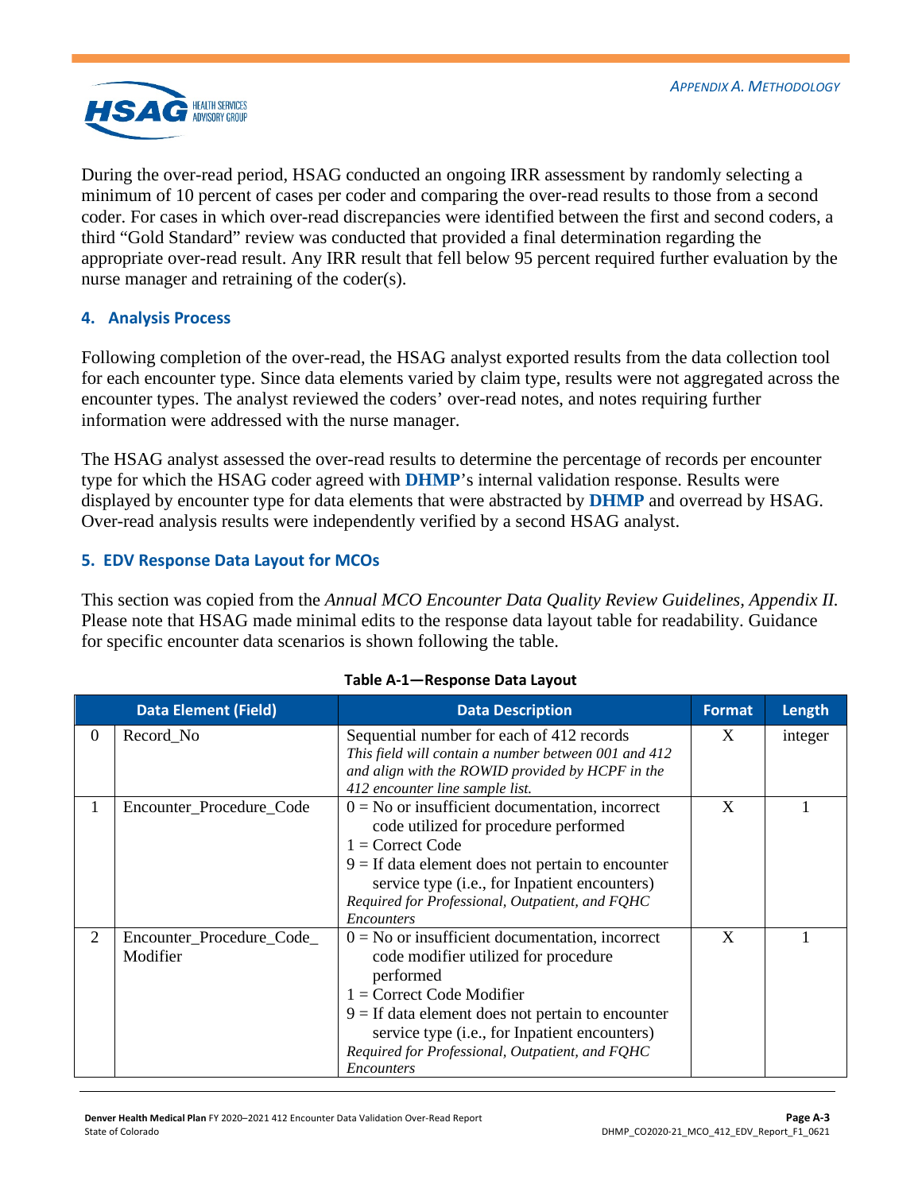During the over-read period, HSAG conducted an ongoing IRR assessment by randomly selecting a minimum of 10 percent of cases per coder and comparing the over-read results to those from a second coder. For cases in which over-read discrepancies were identified between the first and second coders, a third "Gold Standard" review was conducted that provided a final determination regarding the appropriate over-read result. Any IRR result that fell below 95 percent required further evaluation by the nurse manager and retraining of the coder(s).

### 4. Analysis Process

Following completion of the over-read, the HSAG analyst exported results from the data collection tool for each encounter type. Since data elements varied by claim type, results were not aggregated across the encounter types. The analyst reviewed the coders' over-read notes, and notes requiring further information were addressed with the nurse manager.

The HSAG analyst assessed the over-read results to determine the percentage of records per encounter type for which the HSAG coder agreed with **DHMP**'s internal validation response. Results were displayed by encounter type for data elements that were abstracted by **DHMP** and overread by HSAG. Over-read analysis results were independently verified by a second HSAG analyst.

### 5. EDV Response Data Layout for MCOs

This section was copied from the *Annual MCO Encounter Data Quality Review Guidelines, Appendix II.* Please note that HSAG made minimal edits to the response data layout table for readability. Guidance for specific encounter data scenarios is shown following the table.

**Table A-1—Response Data Layout**

| | Data Element (Field) | Data Description | Format | Length |
|---|---|---|---|---|
| 0 | Record_No | Sequential number for each of 412 records<br>*This field will contain a number between 001 and 412 and align with the ROWID provided by HCPF in the 412 encounter line sample list.* | X | integer |
| 1 | Encounter_Procedure_Code | 0 = No or insufficient documentation, incorrect code utilized for procedure performed<br>1 = Correct Code<br>9 = If data element does not pertain to encounter service type (i.e., for Inpatient encounters)<br>*Required for Professional, Outpatient, and FQHC Encounters* | X | 1 |
| 2 | Encounter_Procedure_Code_Modifier | 0 = No or insufficient documentation, incorrect code modifier utilized for procedure performed<br>1 = Correct Code Modifier<br>9 = If data element does not pertain to encounter service type (i.e., for Inpatient encounters)<br>*Required for Professional, Outpatient, and FQHC Encounters* | X | 1 |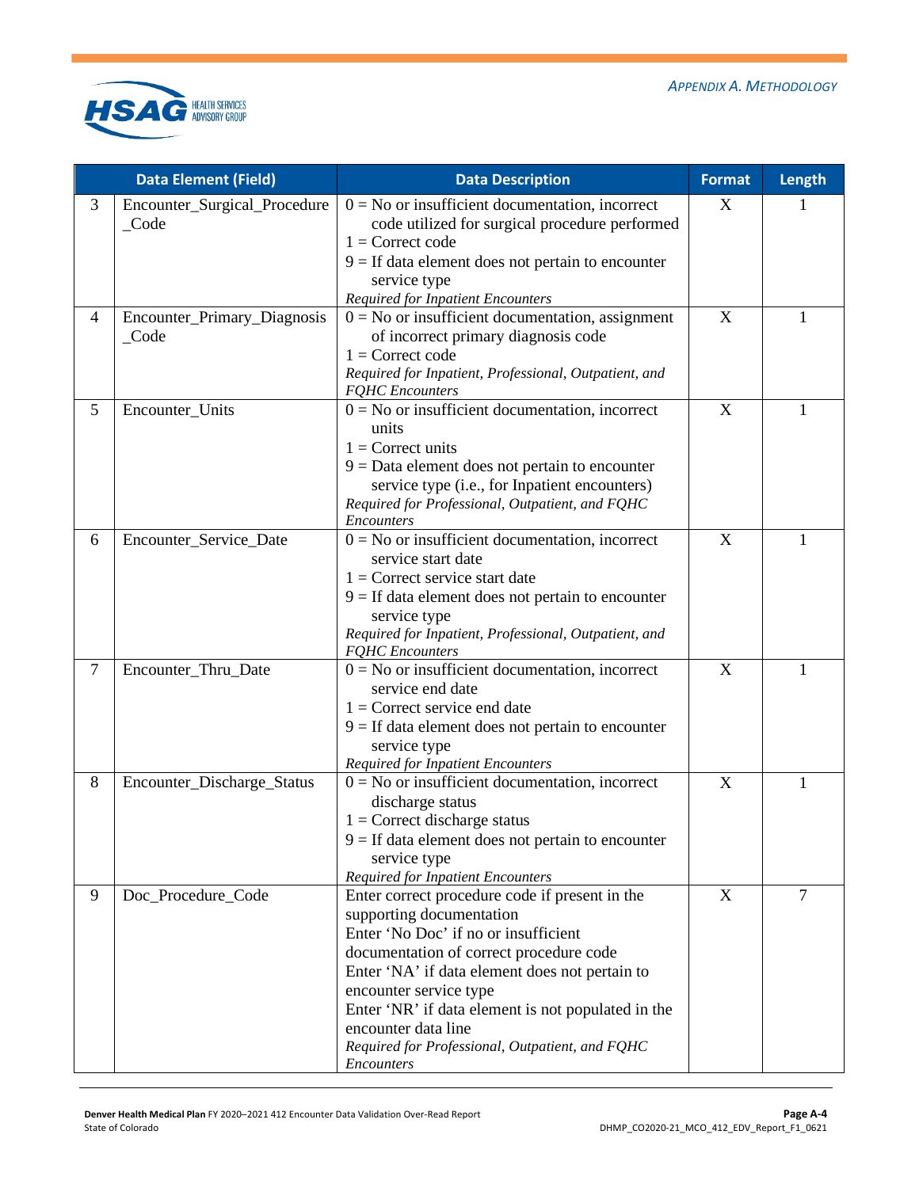| | Data Element (Field) | Data Description | Format | Length |
|---|---|---|---|---|
| 3 | Encounter_Surgical_Procedure_Code | 0 = No or insufficient documentation, incorrect code utilized for surgical procedure performed<br>1 = Correct code<br>9 = If data element does not pertain to encounter service type<br>*Required for Inpatient Encounters* | X | 1 |
| 4 | Encounter_Primary_Diagnosis_Code | 0 = No or insufficient documentation, assignment of incorrect primary diagnosis code<br>1 = Correct code<br>*Required for Inpatient, Professional, Outpatient, and FQHC Encounters* | X | 1 |
| 5 | Encounter_Units | 0 = No or insufficient documentation, incorrect units<br>1 = Correct units<br>9 = Data element does not pertain to encounter service type (i.e., for Inpatient encounters)<br>*Required for Professional, Outpatient, and FQHC Encounters* | X | 1 |
| 6 | Encounter_Service_Date | 0 = No or insufficient documentation, incorrect service start date<br>1 = Correct service start date<br>9 = If data element does not pertain to encounter service type<br>*Required for Inpatient, Professional, Outpatient, and FQHC Encounters* | X | 1 |
| 7 | Encounter_Thru_Date | 0 = No or insufficient documentation, incorrect service end date<br>1 = Correct service end date<br>9 = If data element does not pertain to encounter service type<br>*Required for Inpatient Encounters* | X | 1 |
| 8 | Encounter_Discharge_Status | 0 = No or insufficient documentation, incorrect discharge status<br>1 = Correct discharge status<br>9 = If data element does not pertain to encounter service type<br>*Required for Inpatient Encounters* | X | 1 |
| 9 | Doc_Procedure_Code | Enter correct procedure code if present in the supporting documentation<br>Enter 'No Doc' if no or insufficient documentation of correct procedure code<br>Enter 'NA' if data element does not pertain to encounter service type<br>Enter 'NR' if data element is not populated in the encounter data line<br>*Required for Professional, Outpatient, and FQHC Encounters* | X | 7 |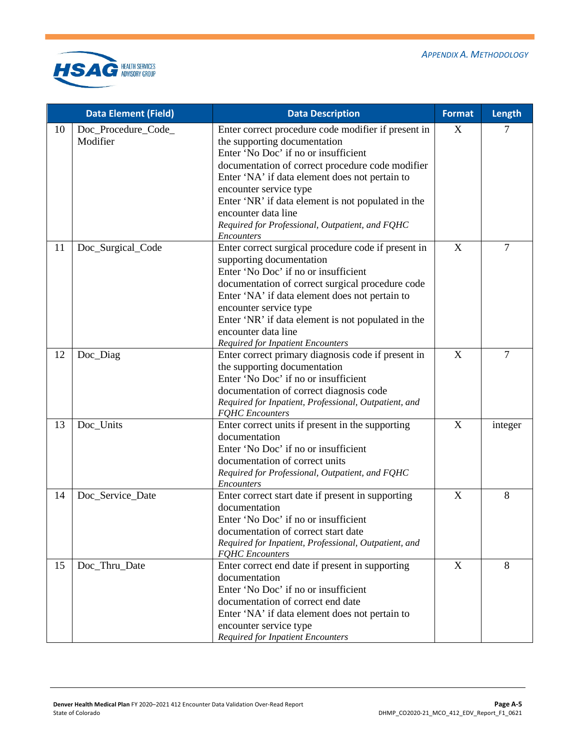| | Data Element (Field) | Data Description | Format | Length |
|---|---|---|---|---|
| 10 | Doc_Procedure_Code_ Modifier | Enter correct procedure code modifier if present in the supporting documentation<br>Enter 'No Doc' if no or insufficient documentation of correct procedure code modifier<br>Enter 'NA' if data element does not pertain to encounter service type<br>Enter 'NR' if data element is not populated in the encounter data line<br>*Required for Professional, Outpatient, and FQHC Encounters* | X | 7 |
| 11 | Doc_Surgical_Code | Enter correct surgical procedure code if present in supporting documentation<br>Enter 'No Doc' if no or insufficient documentation of correct surgical procedure code<br>Enter 'NA' if data element does not pertain to encounter service type<br>Enter 'NR' if data element is not populated in the encounter data line<br>*Required for Inpatient Encounters* | X | 7 |
| 12 | Doc_Diag | Enter correct primary diagnosis code if present in the supporting documentation<br>Enter 'No Doc' if no or insufficient documentation of correct diagnosis code<br>*Required for Inpatient, Professional, Outpatient, and FQHC Encounters* | X | 7 |
| 13 | Doc_Units | Enter correct units if present in the supporting documentation<br>Enter 'No Doc' if no or insufficient documentation of correct units<br>*Required for Professional, Outpatient, and FQHC Encounters* | X | integer |
| 14 | Doc_Service_Date | Enter correct start date if present in supporting documentation<br>Enter 'No Doc' if no or insufficient documentation of correct start date<br>*Required for Inpatient, Professional, Outpatient, and FQHC Encounters* | X | 8 |
| 15 | Doc_Thru_Date | Enter correct end date if present in supporting documentation<br>Enter 'No Doc' if no or insufficient documentation of correct end date<br>Enter 'NA' if data element does not pertain to encounter service type<br>*Required for Inpatient Encounters* | X | 8 |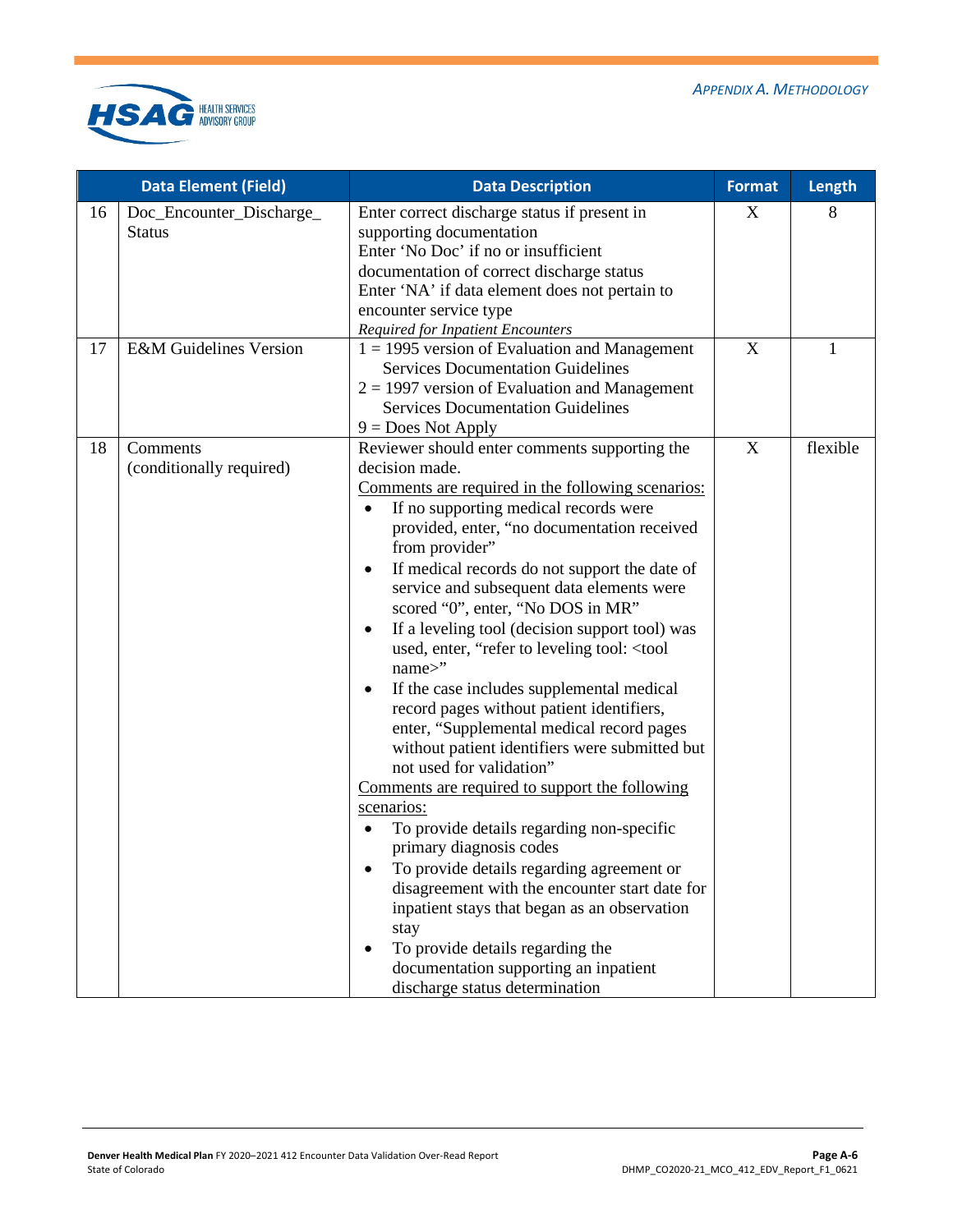| | Data Element (Field) | Data Description | Format | Length |
|---|---|---|---|---|
| 16 | Doc_Encounter_Discharge_ Status | Enter correct discharge status if present in supporting documentation<br>Enter 'No Doc' if no or insufficient documentation of correct discharge status<br>Enter 'NA' if data element does not pertain to encounter service type<br>*Required for Inpatient Encounters* | X | 8 |
| 17 | E&M Guidelines Version | 1 = 1995 version of Evaluation and Management Services Documentation Guidelines<br>2 = 1997 version of Evaluation and Management Services Documentation Guidelines<br>9 = Does Not Apply | X | 1 |
| 18 | Comments (conditionally required) | Reviewer should enter comments supporting the decision made.<br><u>Comments are required in the following scenarios:</u><br>• If no supporting medical records were provided, enter, "no documentation received from provider"<br>• If medical records do not support the date of service and subsequent data elements were scored "0", enter, "No DOS in MR"<br>• If a leveling tool (decision support tool) was used, enter, "refer to leveling tool: <tool name>"<br>• If the case includes supplemental medical record pages without patient identifiers, enter, "Supplemental medical record pages without patient identifiers were submitted but not used for validation"<br><u>Comments are required to support the following scenarios:</u><br>• To provide details regarding non-specific primary diagnosis codes<br>• To provide details regarding agreement or disagreement with the encounter start date for inpatient stays that began as an observation stay<br>• To provide details regarding the documentation supporting an inpatient discharge status determination | X | flexible |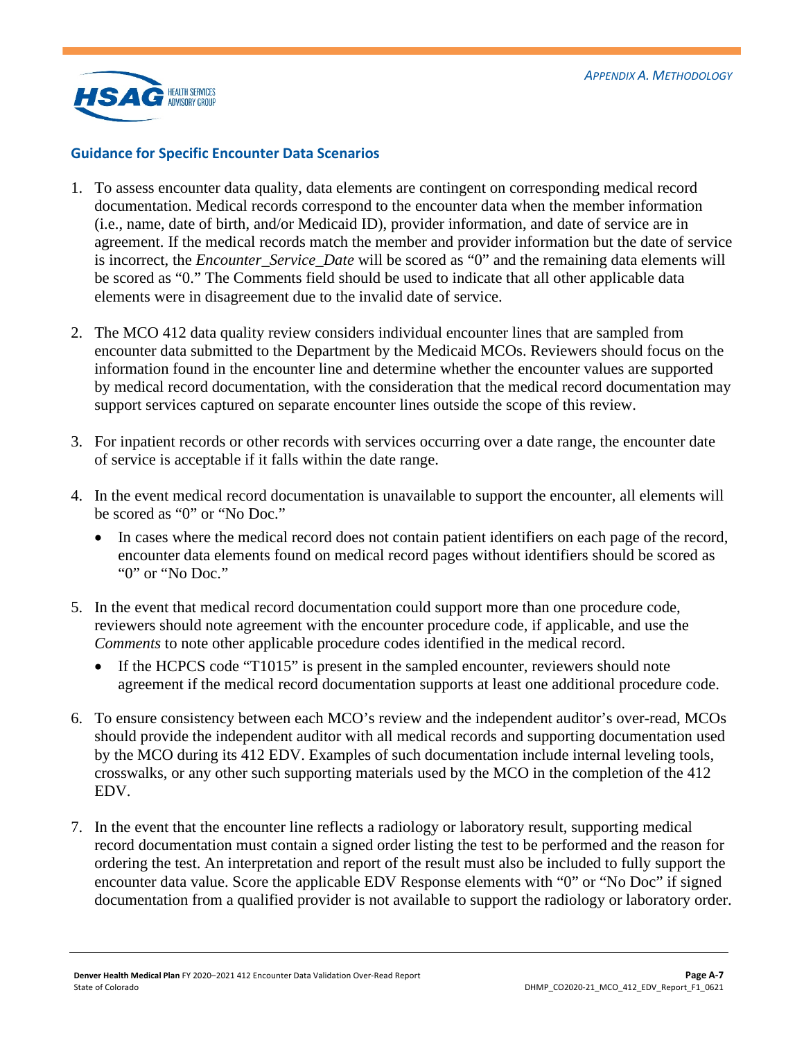### Guidance for Specific Encounter Data Scenarios

1. To assess encounter data quality, data elements are contingent on corresponding medical record documentation. Medical records correspond to the encounter data when the member information (i.e., name, date of birth, and/or Medicaid ID), provider information, and date of service are in agreement. If the medical records match the member and provider information but the date of service is incorrect, the *Encounter_Service_Date* will be scored as "0" and the remaining data elements will be scored as "0." The Comments field should be used to indicate that all other applicable data elements were in disagreement due to the invalid date of service.

2. The MCO 412 data quality review considers individual encounter lines that are sampled from encounter data submitted to the Department by the Medicaid MCOs. Reviewers should focus on the information found in the encounter line and determine whether the encounter values are supported by medical record documentation, with the consideration that the medical record documentation may support services captured on separate encounter lines outside the scope of this review.

3. For inpatient records or other records with services occurring over a date range, the encounter date of service is acceptable if it falls within the date range.

4. In the event medical record documentation is unavailable to support the encounter, all elements will be scored as "0" or "No Doc."
   - In cases where the medical record does not contain patient identifiers on each page of the record, encounter data elements found on medical record pages without identifiers should be scored as "0" or "No Doc."

5. In the event that medical record documentation could support more than one procedure code, reviewers should note agreement with the encounter procedure code, if applicable, and use the *Comments* to note other applicable procedure codes identified in the medical record.
   - If the HCPCS code "T1015" is present in the sampled encounter, reviewers should note agreement if the medical record documentation supports at least one additional procedure code.

6. To ensure consistency between each MCO's review and the independent auditor's over-read, MCOs should provide the independent auditor with all medical records and supporting documentation used by the MCO during its 412 EDV. Examples of such documentation include internal leveling tools, crosswalks, or any other such supporting materials used by the MCO in the completion of the 412 EDV.

7. In the event that the encounter line reflects a radiology or laboratory result, supporting medical record documentation must contain a signed order listing the test to be performed and the reason for ordering the test. An interpretation and report of the result must also be included to fully support the encounter data value. Score the applicable EDV Response elements with "0" or "No Doc" if signed documentation from a qualified provider is not available to support the radiology or laboratory order.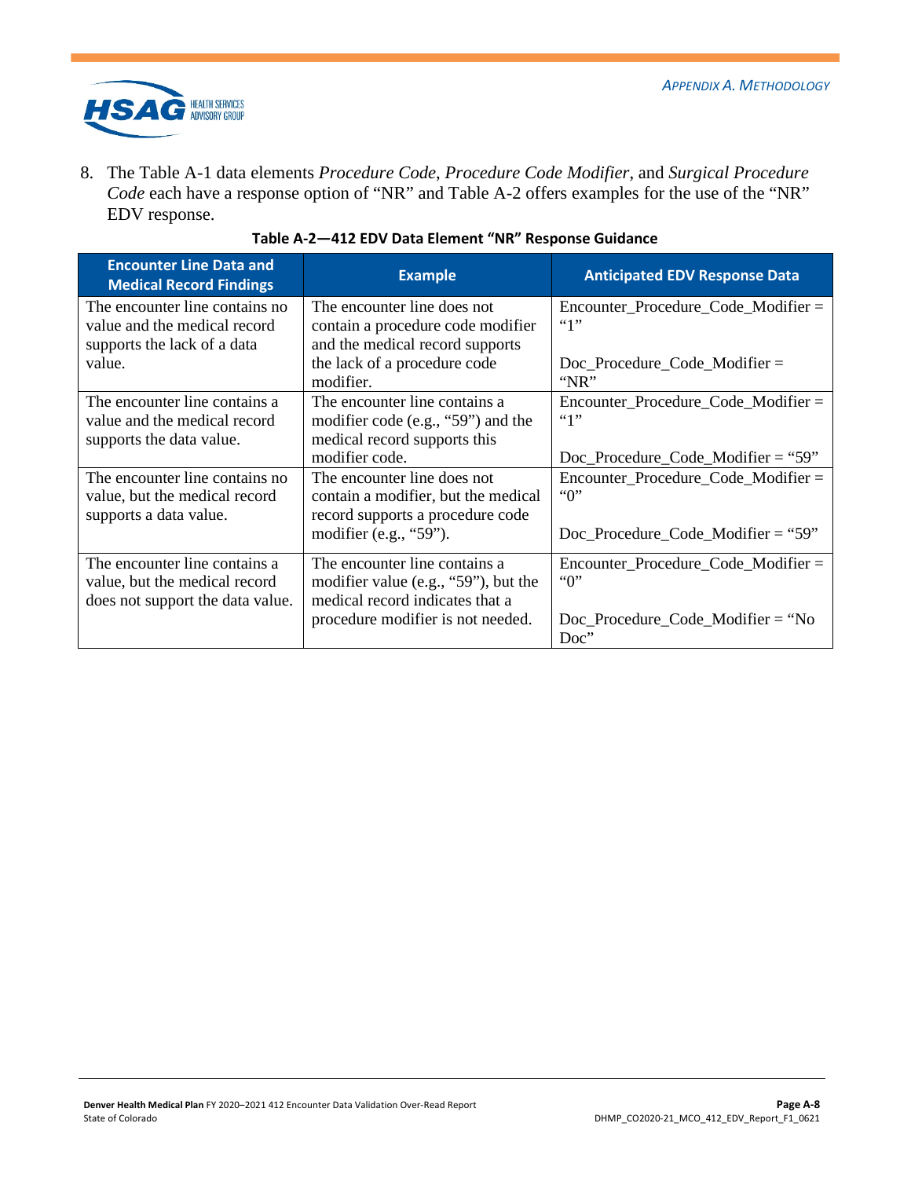8. The Table A-1 data elements *Procedure Code*, *Procedure Code Modifier*, and *Surgical Procedure Code* each have a response option of "NR" and Table A-2 offers examples for the use of the "NR" EDV response.

**Table A-2—412 EDV Data Element "NR" Response Guidance**

| Encounter Line Data and Medical Record Findings | Example | Anticipated EDV Response Data |
|---|---|---|
| The encounter line contains no value and the medical record supports the lack of a data value. | The encounter line does not contain a procedure code modifier and the medical record supports the lack of a procedure code modifier. | Encounter_Procedure_Code_Modifier = "1"<br><br>Doc_Procedure_Code_Modifier = "NR" |
| The encounter line contains a value and the medical record supports the data value. | The encounter line contains a modifier code (e.g., "59") and the medical record supports this modifier code. | Encounter_Procedure_Code_Modifier = "1"<br><br>Doc_Procedure_Code_Modifier = "59" |
| The encounter line contains no value, but the medical record supports a data value. | The encounter line does not contain a modifier, but the medical record supports a procedure code modifier (e.g., "59"). | Encounter_Procedure_Code_Modifier = "0"<br><br>Doc_Procedure_Code_Modifier = "59" |
| The encounter line contains a value, but the medical record does not support the data value. | The encounter line contains a modifier value (e.g., "59"), but the medical record indicates that a procedure modifier is not needed. | Encounter_Procedure_Code_Modifier = "0"<br><br>Doc_Procedure_Code_Modifier = "No Doc" |